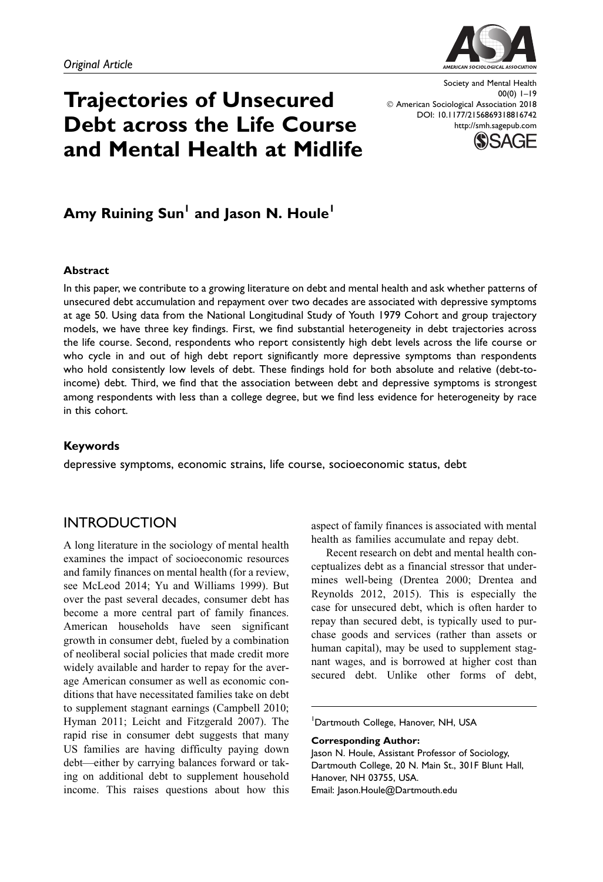*Original Article*

# Trajectories of Unsecured Debt across the Life Course and Mental Health at Midlife

Society and Mental Health
00(0) 1–19
© American Sociological Association 2018
DOI: 10.1177/2156869318816742
http://smh.sagepub.com

**Amy Ruining Sun[1] and Jason N. Houle[1]**

### Abstract

In this paper, we contribute to a growing literature on debt and mental health and ask whether patterns of unsecured debt accumulation and repayment over two decades are associated with depressive symptoms at age 50. Using data from the National Longitudinal Study of Youth 1979 Cohort and group trajectory models, we have three key findings. First, we find substantial heterogeneity in debt trajectories across the life course. Second, respondents who report consistently high debt levels across the life course or who cycle in and out of high debt report significantly more depressive symptoms than respondents who hold consistently low levels of debt. These findings hold for both absolute and relative (debt-to-income) debt. Third, we find that the association between debt and depressive symptoms is strongest among respondents with less than a college degree, but we find less evidence for heterogeneity by race in this cohort.

### Keywords

depressive symptoms, economic strains, life course, socioeconomic status, debt

## INTRODUCTION

A long literature in the sociology of mental health examines the impact of socioeconomic resources and family finances on mental health (for a review, see McLeod 2014; Yu and Williams 1999). But over the past several decades, consumer debt has become a more central part of family finances. American households have seen significant growth in consumer debt, fueled by a combination of neoliberal social policies that made credit more widely available and harder to repay for the average American consumer as well as economic conditions that have necessitated families take on debt to supplement stagnant earnings (Campbell 2010; Hyman 2011; Leicht and Fitzgerald 2007). The rapid rise in consumer debt suggests that many US families are having difficulty paying down debt—either by carrying balances forward or taking on additional debt to supplement household income. This raises questions about how this aspect of family finances is associated with mental health as families accumulate and repay debt.

Recent research on debt and mental health conceptualizes debt as a financial stressor that undermines well-being (Drentea 2000; Drentea and Reynolds 2012, 2015). This is especially the case for unsecured debt, which is often harder to repay than secured debt, is typically used to purchase goods and services (rather than assets or human capital), may be used to supplement stagnant wages, and is borrowed at higher cost than secured debt. Unlike other forms of debt,

---

[1]Dartmouth College, Hanover, NH, USA

**Corresponding Author:**
Jason N. Houle, Assistant Professor of Sociology, Dartmouth College, 20 N. Main St., 301F Blunt Hall, Hanover, NH 03755, USA.
Email: Jason.Houle@Dartmouth.edu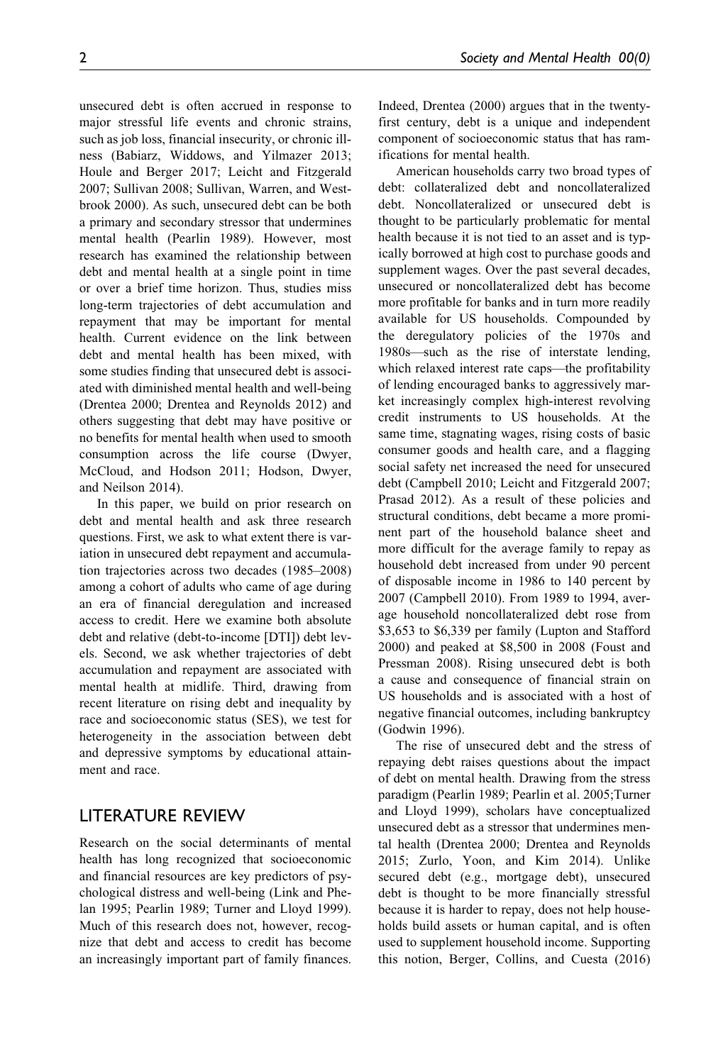unsecured debt is often accrued in response to major stressful life events and chronic strains, such as job loss, financial insecurity, or chronic illness (Babiarz, Widdows, and Yilmazer 2013; Houle and Berger 2017; Leicht and Fitzgerald 2007; Sullivan 2008; Sullivan, Warren, and Westbrook 2000). As such, unsecured debt can be both a primary and secondary stressor that undermines mental health (Pearlin 1989). However, most research has examined the relationship between debt and mental health at a single point in time or over a brief time horizon. Thus, studies miss long-term trajectories of debt accumulation and repayment that may be important for mental health. Current evidence on the link between debt and mental health has been mixed, with some studies finding that unsecured debt is associated with diminished mental health and well-being (Drentea 2000; Drentea and Reynolds 2012) and others suggesting that debt may have positive or no benefits for mental health when used to smooth consumption across the life course (Dwyer, McCloud, and Hodson 2011; Hodson, Dwyer, and Neilson 2014).

In this paper, we build on prior research on debt and mental health and ask three research questions. First, we ask to what extent there is variation in unsecured debt repayment and accumulation trajectories across two decades (1985–2008) among a cohort of adults who came of age during an era of financial deregulation and increased access to credit. Here we examine both absolute debt and relative (debt-to-income [DTI]) debt levels. Second, we ask whether trajectories of debt accumulation and repayment are associated with mental health at midlife. Third, drawing from recent literature on rising debt and inequality by race and socioeconomic status (SES), we test for heterogeneity in the association between debt and depressive symptoms by educational attainment and race.

## LITERATURE REVIEW

Research on the social determinants of mental health has long recognized that socioeconomic and financial resources are key predictors of psychological distress and well-being (Link and Phelan 1995; Pearlin 1989; Turner and Lloyd 1999). Much of this research does not, however, recognize that debt and access to credit has become an increasingly important part of family finances. Indeed, Drentea (2000) argues that in the twenty-first century, debt is a unique and independent component of socioeconomic status that has ramifications for mental health.

American households carry two broad types of debt: collateralized debt and noncollateralized debt. Noncollateralized or unsecured debt is thought to be particularly problematic for mental health because it is not tied to an asset and is typically borrowed at high cost to purchase goods and supplement wages. Over the past several decades, unsecured or noncollateralized debt has become more profitable for banks and in turn more readily available for US households. Compounded by the deregulatory policies of the 1970s and 1980s—such as the rise of interstate lending, which relaxed interest rate caps—the profitability of lending encouraged banks to aggressively market increasingly complex high-interest revolving credit instruments to US households. At the same time, stagnating wages, rising costs of basic consumer goods and health care, and a flagging social safety net increased the need for unsecured debt (Campbell 2010; Leicht and Fitzgerald 2007; Prasad 2012). As a result of these policies and structural conditions, debt became a more prominent part of the household balance sheet and more difficult for the average family to repay as household debt increased from under 90 percent of disposable income in 1986 to 140 percent by 2007 (Campbell 2010). From 1989 to 1994, average household noncollateralized debt rose from $3,653 to $6,339 per family (Lupton and Stafford 2000) and peaked at $8,500 in 2008 (Foust and Pressman 2008). Rising unsecured debt is both a cause and consequence of financial strain on US households and is associated with a host of negative financial outcomes, including bankruptcy (Godwin 1996).

The rise of unsecured debt and the stress of repaying debt raises questions about the impact of debt on mental health. Drawing from the stress paradigm (Pearlin 1989; Pearlin et al. 2005;Turner and Lloyd 1999), scholars have conceptualized unsecured debt as a stressor that undermines mental health (Drentea 2000; Drentea and Reynolds 2015; Zurlo, Yoon, and Kim 2014). Unlike secured debt (e.g., mortgage debt), unsecured debt is thought to be more financially stressful because it is harder to repay, does not help households build assets or human capital, and is often used to supplement household income. Supporting this notion, Berger, Collins, and Cuesta (2016)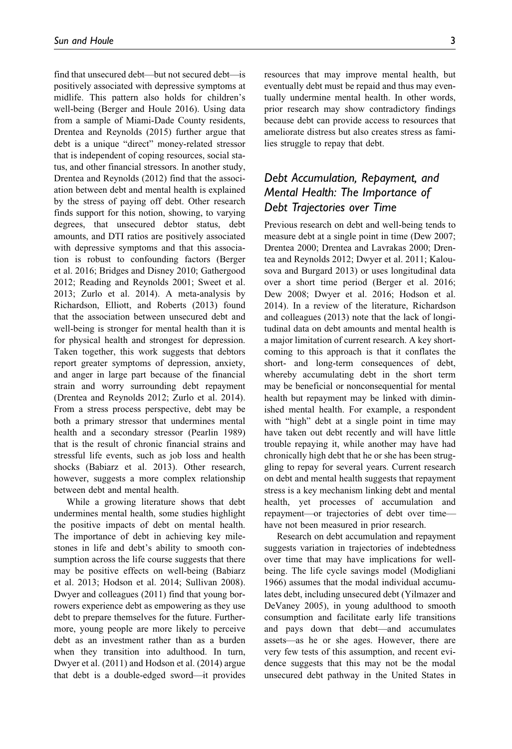find that unsecured debt—but not secured debt—is positively associated with depressive symptoms at midlife. This pattern also holds for children's well-being (Berger and Houle 2016). Using data from a sample of Miami-Dade County residents, Drentea and Reynolds (2015) further argue that debt is a unique "direct" money-related stressor that is independent of coping resources, social status, and other financial stressors. In another study, Drentea and Reynolds (2012) find that the association between debt and mental health is explained by the stress of paying off debt. Other research finds support for this notion, showing, to varying degrees, that unsecured debtor status, debt amounts, and DTI ratios are positively associated with depressive symptoms and that this association is robust to confounding factors (Berger et al. 2016; Bridges and Disney 2010; Gathergood 2012; Reading and Reynolds 2001; Sweet et al. 2013; Zurlo et al. 2014). A meta-analysis by Richardson, Elliott, and Roberts (2013) found that the association between unsecured debt and well-being is stronger for mental health than it is for physical health and strongest for depression. Taken together, this work suggests that debtors report greater symptoms of depression, anxiety, and anger in large part because of the financial strain and worry surrounding debt repayment (Drentea and Reynolds 2012; Zurlo et al. 2014). From a stress process perspective, debt may be both a primary stressor that undermines mental health and a secondary stressor (Pearlin 1989) that is the result of chronic financial strains and stressful life events, such as job loss and health shocks (Babiarz et al. 2013). Other research, however, suggests a more complex relationship between debt and mental health.

While a growing literature shows that debt undermines mental health, some studies highlight the positive impacts of debt on mental health. The importance of debt in achieving key milestones in life and debt's ability to smooth consumption across the life course suggests that there may be positive effects on well-being (Babiarz et al. 2013; Hodson et al. 2014; Sullivan 2008). Dwyer and colleagues (2011) find that young borrowers experience debt as empowering as they use debt to prepare themselves for the future. Furthermore, young people are more likely to perceive debt as an investment rather than as a burden when they transition into adulthood. In turn, Dwyer et al. (2011) and Hodson et al. (2014) argue that debt is a double-edged sword—it provides resources that may improve mental health, but eventually debt must be repaid and thus may eventually undermine mental health. In other words, prior research may show contradictory findings because debt can provide access to resources that ameliorate distress but also creates stress as families struggle to repay that debt.

## *Debt Accumulation, Repayment, and Mental Health: The Importance of Debt Trajectories over Time*

Previous research on debt and well-being tends to measure debt at a single point in time (Dew 2007; Drentea 2000; Drentea and Lavrakas 2000; Drentea and Reynolds 2012; Dwyer et al. 2011; Kalousova and Burgard 2013) or uses longitudinal data over a short time period (Berger et al. 2016; Dew 2008; Dwyer et al. 2016; Hodson et al. 2014). In a review of the literature, Richardson and colleagues (2013) note that the lack of longitudinal data on debt amounts and mental health is a major limitation of current research. A key shortcoming to this approach is that it conflates the short- and long-term consequences of debt, whereby accumulating debt in the short term may be beneficial or nonconsequential for mental health but repayment may be linked with diminished mental health. For example, a respondent with "high" debt at a single point in time may have taken out debt recently and will have little trouble repaying it, while another may have had chronically high debt that he or she has been struggling to repay for several years. Current research on debt and mental health suggests that repayment stress is a key mechanism linking debt and mental health, yet processes of accumulation and repayment—or trajectories of debt over time—have not been measured in prior research.

Research on debt accumulation and repayment suggests variation in trajectories of indebtedness over time that may have implications for well-being. The life cycle savings model (Modigliani 1966) assumes that the modal individual accumulates debt, including unsecured debt (Yilmazer and DeVaney 2005), in young adulthood to smooth consumption and facilitate early life transitions and pays down that debt—and accumulates assets—as he or she ages. However, there are very few tests of this assumption, and recent evidence suggests that this may not be the modal unsecured debt pathway in the United States in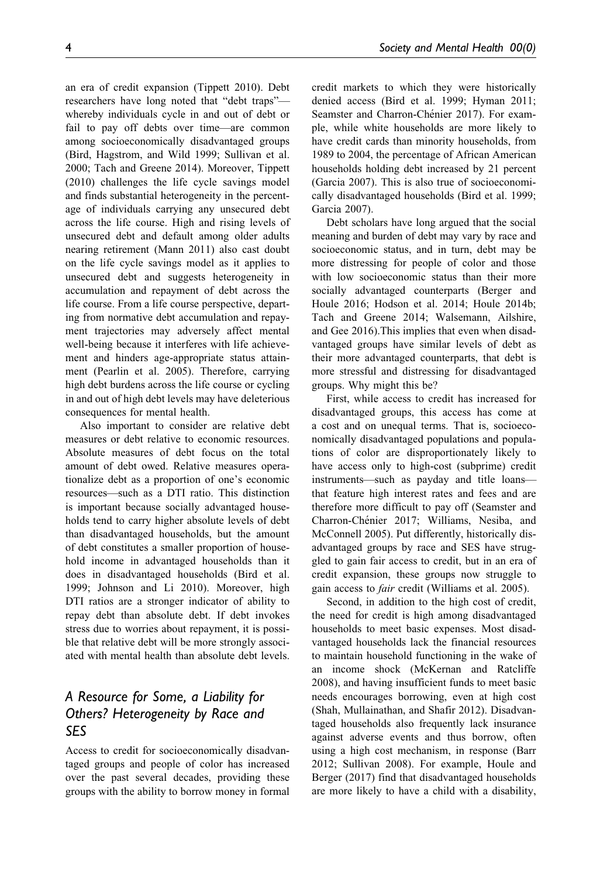an era of credit expansion (Tippett 2010). Debt researchers have long noted that "debt traps"—whereby individuals cycle in and out of debt or fail to pay off debts over time—are common among socioeconomically disadvantaged groups (Bird, Hagstrom, and Wild 1999; Sullivan et al. 2000; Tach and Greene 2014). Moreover, Tippett (2010) challenges the life cycle savings model and finds substantial heterogeneity in the percentage of individuals carrying any unsecured debt across the life course. High and rising levels of unsecured debt and default among older adults nearing retirement (Mann 2011) also cast doubt on the life cycle savings model as it applies to unsecured debt and suggests heterogeneity in accumulation and repayment of debt across the life course. From a life course perspective, departing from normative debt accumulation and repayment trajectories may adversely affect mental well-being because it interferes with life achievement and hinders age-appropriate status attainment (Pearlin et al. 2005). Therefore, carrying high debt burdens across the life course or cycling in and out of high debt levels may have deleterious consequences for mental health.

Also important to consider are relative debt measures or debt relative to economic resources. Absolute measures of debt focus on the total amount of debt owed. Relative measures operationalize debt as a proportion of one's economic resources—such as a DTI ratio. This distinction is important because socially advantaged households tend to carry higher absolute levels of debt than disadvantaged households, but the amount of debt constitutes a smaller proportion of household income in advantaged households than it does in disadvantaged households (Bird et al. 1999; Johnson and Li 2010). Moreover, high DTI ratios are a stronger indicator of ability to repay debt than absolute debt. If debt invokes stress due to worries about repayment, it is possible that relative debt will be more strongly associated with mental health than absolute debt levels.

## A Resource for Some, a Liability for Others? Heterogeneity by Race and SES

Access to credit for socioeconomically disadvantaged groups and people of color has increased over the past several decades, providing these groups with the ability to borrow money in formal credit markets to which they were historically denied access (Bird et al. 1999; Hyman 2011; Seamster and Charron-Chénier 2017). For example, while white households are more likely to have credit cards than minority households, from 1989 to 2004, the percentage of African American households holding debt increased by 21 percent (Garcia 2007). This is also true of socioeconomically disadvantaged households (Bird et al. 1999; Garcia 2007).

Debt scholars have long argued that the social meaning and burden of debt may vary by race and socioeconomic status, and in turn, debt may be more distressing for people of color and those with low socioeconomic status than their more socially advantaged counterparts (Berger and Houle 2016; Hodson et al. 2014; Houle 2014b; Tach and Greene 2014; Walsemann, Ailshire, and Gee 2016).This implies that even when disadvantaged groups have similar levels of debt as their more advantaged counterparts, that debt is more stressful and distressing for disadvantaged groups. Why might this be?

First, while access to credit has increased for disadvantaged groups, this access has come at a cost and on unequal terms. That is, socioeconomically disadvantaged populations and populations of color are disproportionately likely to have access only to high-cost (subprime) credit instruments—such as payday and title loans—that feature high interest rates and fees and are therefore more difficult to pay off (Seamster and Charron-Chénier 2017; Williams, Nesiba, and McConnell 2005). Put differently, historically disadvantaged groups by race and SES have struggled to gain fair access to credit, but in an era of credit expansion, these groups now struggle to gain access to *fair* credit (Williams et al. 2005).

Second, in addition to the high cost of credit, the need for credit is high among disadvantaged households to meet basic expenses. Most disadvantaged households lack the financial resources to maintain household functioning in the wake of an income shock (McKernan and Ratcliffe 2008), and having insufficient funds to meet basic needs encourages borrowing, even at high cost (Shah, Mullainathan, and Shafir 2012). Disadvantaged households also frequently lack insurance against adverse events and thus borrow, often using a high cost mechanism, in response (Barr 2012; Sullivan 2008). For example, Houle and Berger (2017) find that disadvantaged households are more likely to have a child with a disability,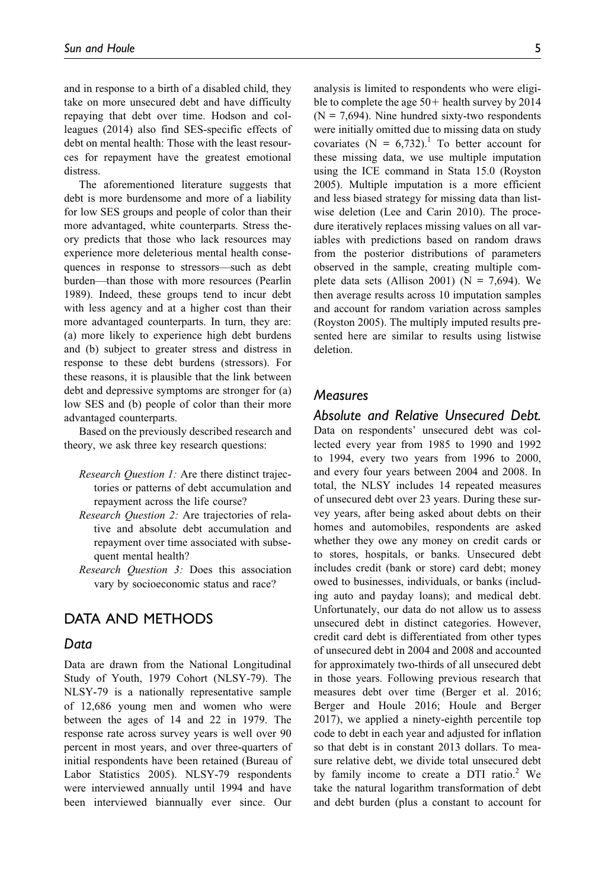and in response to a birth of a disabled child, they take on more unsecured debt and have difficulty repaying that debt over time. Hodson and colleagues (2014) also find SES-specific effects of debt on mental health: Those with the least resources for repayment have the greatest emotional distress.

The aforementioned literature suggests that debt is more burdensome and more of a liability for low SES groups and people of color than their more advantaged, white counterparts. Stress theory predicts that those who lack resources may experience more deleterious mental health consequences in response to stressors—such as debt burden—than those with more resources (Pearlin 1989). Indeed, these groups tend to incur debt with less agency and at a higher cost than their more advantaged counterparts. In turn, they are: (a) more likely to experience high debt burdens and (b) subject to greater stress and distress in response to these debt burdens (stressors). For these reasons, it is plausible that the link between debt and depressive symptoms are stronger for (a) low SES and (b) people of color than their more advantaged counterparts.

Based on the previously described research and theory, we ask three key research questions:

*Research Question 1:* Are there distinct trajectories or patterns of debt accumulation and repayment across the life course?

*Research Question 2:* Are trajectories of relative and absolute debt accumulation and repayment over time associated with subsequent mental health?

*Research Question 3:* Does this association vary by socioeconomic status and race?

# DATA AND METHODS

## Data

Data are drawn from the National Longitudinal Study of Youth, 1979 Cohort (NLSY-79). The NLSY-79 is a nationally representative sample of 12,686 young men and women who were between the ages of 14 and 22 in 1979. The response rate across survey years is well over 90 percent in most years, and over three-quarters of initial respondents have been retained (Bureau of Labor Statistics 2005). NLSY-79 respondents were interviewed annually until 1994 and have been interviewed biannually ever since. Our analysis is limited to respondents who were eligible to complete the age 50+ health survey by 2014 (N = 7,694). Nine hundred sixty-two respondents were initially omitted due to missing data on study covariates (N = 6,732).[1] To better account for these missing data, we use multiple imputation using the ICE command in Stata 15.0 (Royston 2005). Multiple imputation is a more efficient and less biased strategy for missing data than listwise deletion (Lee and Carin 2010). The procedure iteratively replaces missing values on all variables with predictions based on random draws from the posterior distributions of parameters observed in the sample, creating multiple complete data sets (Allison 2001) (N = 7,694). We then average results across 10 imputation samples and account for random variation across samples (Royston 2005). The multiply imputed results presented here are similar to results using listwise deletion.

## Measures

### Absolute and Relative Unsecured Debt.

Data on respondents' unsecured debt was collected every year from 1985 to 1990 and 1992 to 1994, every two years from 1996 to 2000, and every four years between 2004 and 2008. In total, the NLSY includes 14 repeated measures of unsecured debt over 23 years. During these survey years, after being asked about debts on their homes and automobiles, respondents are asked whether they owe any money on credit cards or to stores, hospitals, or banks. Unsecured debt includes credit (bank or store) card debt; money owed to businesses, individuals, or banks (including auto and payday loans); and medical debt. Unfortunately, our data do not allow us to assess unsecured debt in distinct categories. However, credit card debt is differentiated from other types of unsecured debt in 2004 and 2008 and accounted for approximately two-thirds of all unsecured debt in those years. Following previous research that measures debt over time (Berger et al. 2016; Berger and Houle 2016; Houle and Berger 2017), we applied a ninety-eighth percentile top code to debt in each year and adjusted for inflation so that debt is in constant 2013 dollars. To measure relative debt, we divide total unsecured debt by family income to create a DTI ratio.[2] We take the natural logarithm transformation of debt and debt burden (plus a constant to account for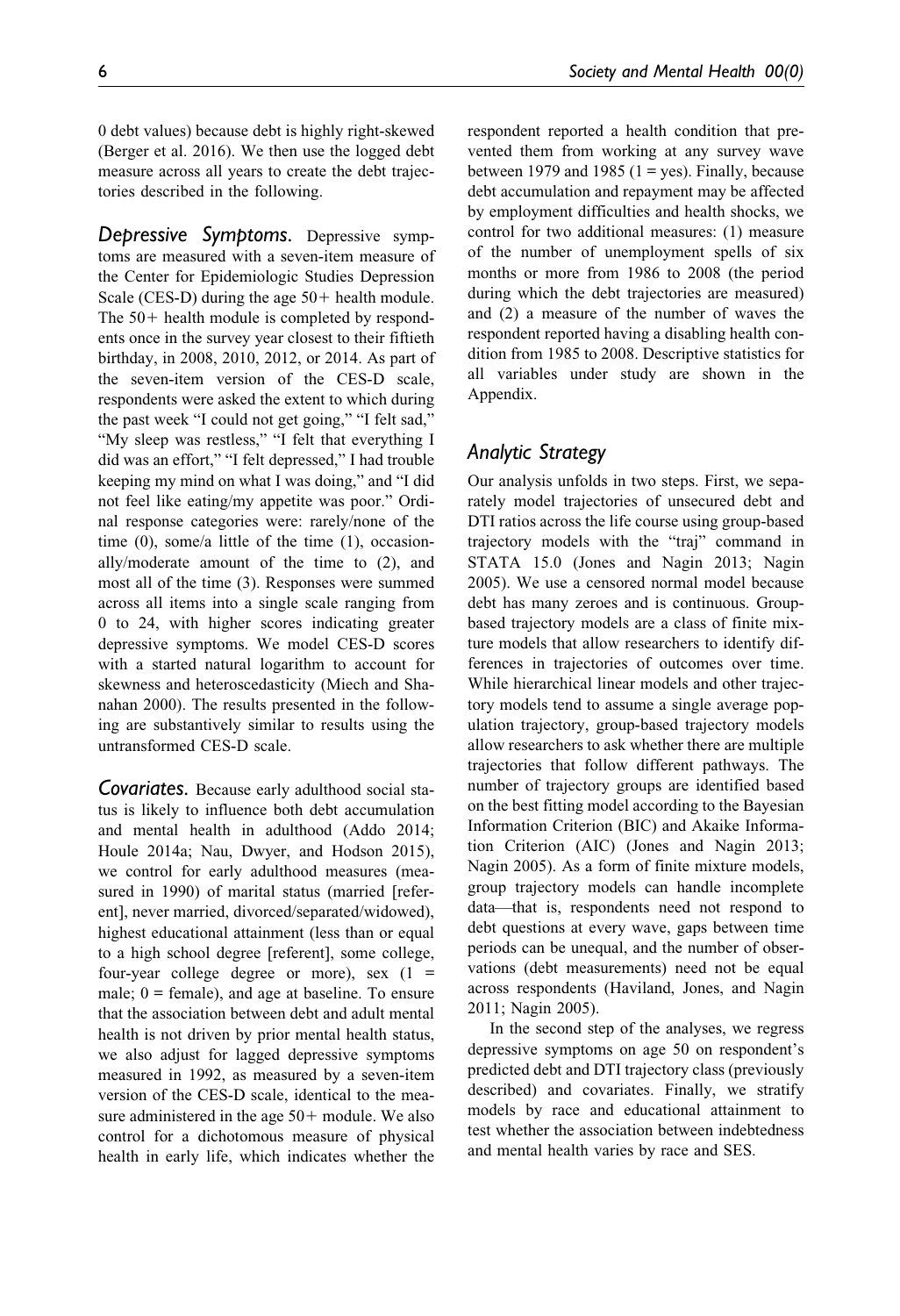0 debt values) because debt is highly right-skewed (Berger et al. 2016). We then use the logged debt measure across all years to create the debt trajectories described in the following.

### *Depressive Symptoms.*

Depressive symptoms are measured with a seven-item measure of the Center for Epidemiologic Studies Depression Scale (CES-D) during the age 50+ health module. The 50+ health module is completed by respondents once in the survey year closest to their fiftieth birthday, in 2008, 2010, 2012, or 2014. As part of the seven-item version of the CES-D scale, respondents were asked the extent to which during the past week "I could not get going," "I felt sad," "My sleep was restless," "I felt that everything I did was an effort," "I felt depressed," I had trouble keeping my mind on what I was doing," and "I did not feel like eating/my appetite was poor." Ordinal response categories were: rarely/none of the time (0), some/a little of the time (1), occasionally/moderate amount of the time to (2), and most all of the time (3). Responses were summed across all items into a single scale ranging from 0 to 24, with higher scores indicating greater depressive symptoms. We model CES-D scores with a started natural logarithm to account for skewness and heteroscedasticity (Miech and Shanahan 2000). The results presented in the following are substantively similar to results using the untransformed CES-D scale.

### *Covariates.*

Because early adulthood social status is likely to influence both debt accumulation and mental health in adulthood (Addo 2014; Houle 2014a; Nau, Dwyer, and Hodson 2015), we control for early adulthood measures (measured in 1990) of marital status (married [referent], never married, divorced/separated/widowed), highest educational attainment (less than or equal to a high school degree [referent], some college, four-year college degree or more), sex (1 = male; 0 = female), and age at baseline. To ensure that the association between debt and adult mental health is not driven by prior mental health status, we also adjust for lagged depressive symptoms measured in 1992, as measured by a seven-item version of the CES-D scale, identical to the measure administered in the age 50+ module. We also control for a dichotomous measure of physical health in early life, which indicates whether the respondent reported a health condition that prevented them from working at any survey wave between 1979 and 1985 (1 = yes). Finally, because debt accumulation and repayment may be affected by employment difficulties and health shocks, we control for two additional measures: (1) measure of the number of unemployment spells of six months or more from 1986 to 2008 (the period during which the debt trajectories are measured) and (2) a measure of the number of waves the respondent reported having a disabling health condition from 1985 to 2008. Descriptive statistics for all variables under study are shown in the Appendix.

## *Analytic Strategy*

Our analysis unfolds in two steps. First, we separately model trajectories of unsecured debt and DTI ratios across the life course using group-based trajectory models with the "traj" command in STATA 15.0 (Jones and Nagin 2013; Nagin 2005). We use a censored normal model because debt has many zeroes and is continuous. Group-based trajectory models are a class of finite mixture models that allow researchers to identify differences in trajectories of outcomes over time. While hierarchical linear models and other trajectory models tend to assume a single average population trajectory, group-based trajectory models allow researchers to ask whether there are multiple trajectories that follow different pathways. The number of trajectory groups are identified based on the best fitting model according to the Bayesian Information Criterion (BIC) and Akaike Information Criterion (AIC) (Jones and Nagin 2013; Nagin 2005). As a form of finite mixture models, group trajectory models can handle incomplete data—that is, respondents need not respond to debt questions at every wave, gaps between time periods can be unequal, and the number of observations (debt measurements) need not be equal across respondents (Haviland, Jones, and Nagin 2011; Nagin 2005).

In the second step of the analyses, we regress depressive symptoms on age 50 on respondent's predicted debt and DTI trajectory class (previously described) and covariates. Finally, we stratify models by race and educational attainment to test whether the association between indebtedness and mental health varies by race and SES.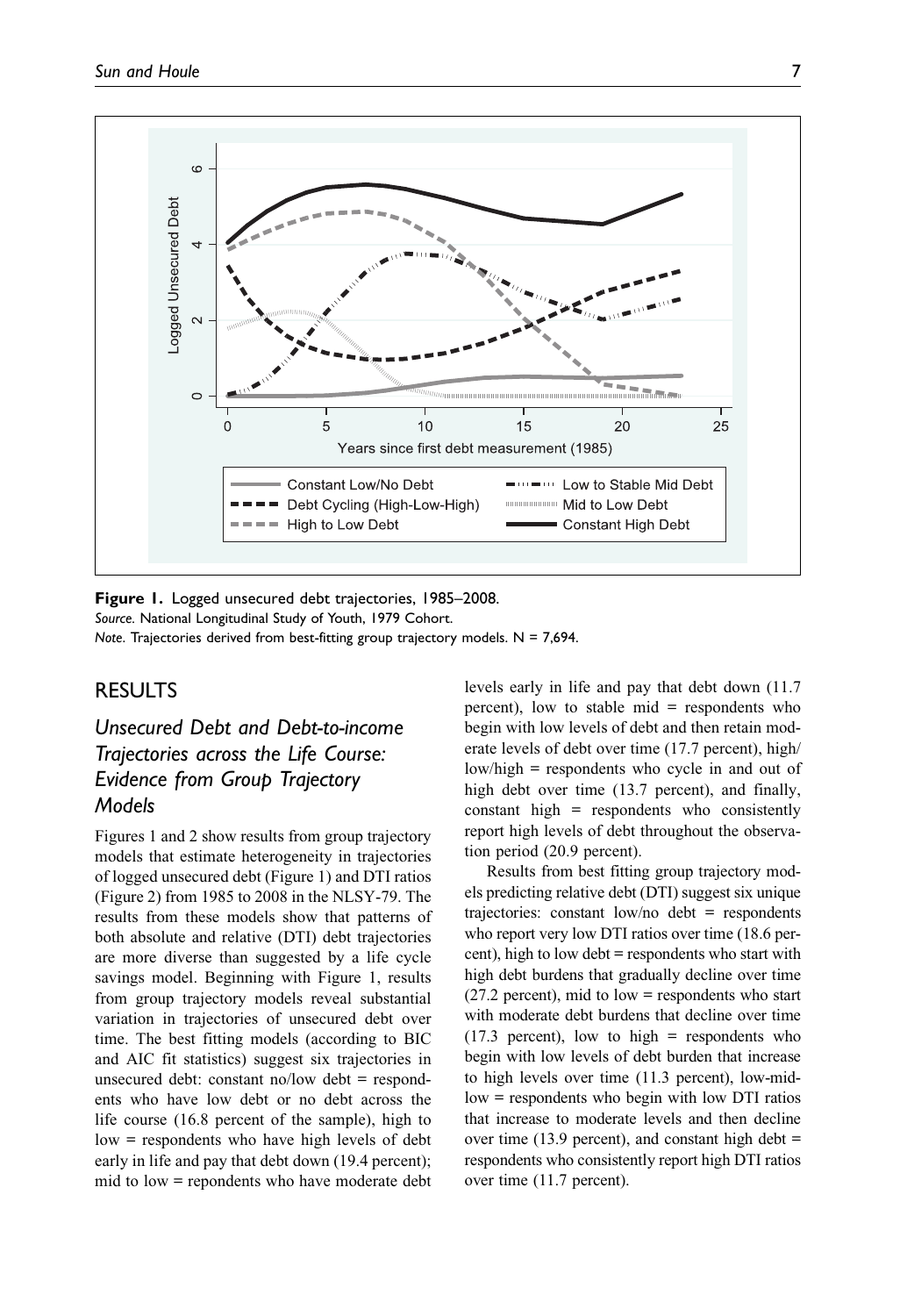**Figure 1.** Logged unsecured debt trajectories, 1985–2008.
*Source.* National Longitudinal Study of Youth, 1979 Cohort.
*Note.* Trajectories derived from best-fitting group trajectory models. N = 7,694.

## RESULTS

### *Unsecured Debt and Debt-to-income Trajectories across the Life Course: Evidence from Group Trajectory Models*

Figures 1 and 2 show results from group trajectory models that estimate heterogeneity in trajectories of logged unsecured debt (Figure 1) and DTI ratios (Figure 2) from 1985 to 2008 in the NLSY-79. The results from these models show that patterns of both absolute and relative (DTI) debt trajectories are more diverse than suggested by a life cycle savings model. Beginning with Figure 1, results from group trajectory models reveal substantial variation in trajectories of unsecured debt over time. The best fitting models (according to BIC and AIC fit statistics) suggest six trajectories in unsecured debt: constant no/low debt = respondents who have low debt or no debt across the life course (16.8 percent of the sample), high to low = respondents who have high levels of debt early in life and pay that debt down (19.4 percent); mid to low = repondents who have moderate debt levels early in life and pay that debt down (11.7 percent), low to stable mid = respondents who begin with low levels of debt and then retain moderate levels of debt over time (17.7 percent), high/low/high = respondents who cycle in and out of high debt over time (13.7 percent), and finally, constant high = respondents who consistently report high levels of debt throughout the observation period (20.9 percent).

Results from best fitting group trajectory models predicting relative debt (DTI) suggest six unique trajectories: constant low/no debt = respondents who report very low DTI ratios over time (18.6 percent), high to low debt = respondents who start with high debt burdens that gradually decline over time (27.2 percent), mid to low = respondents who start with moderate debt burdens that decline over time (17.3 percent), low to high = respondents who begin with low levels of debt burden that increase to high levels over time (11.3 percent), low-mid-low = respondents who begin with low DTI ratios that increase to moderate levels and then decline over time (13.9 percent), and constant high debt = respondents who consistently report high DTI ratios over time (11.7 percent).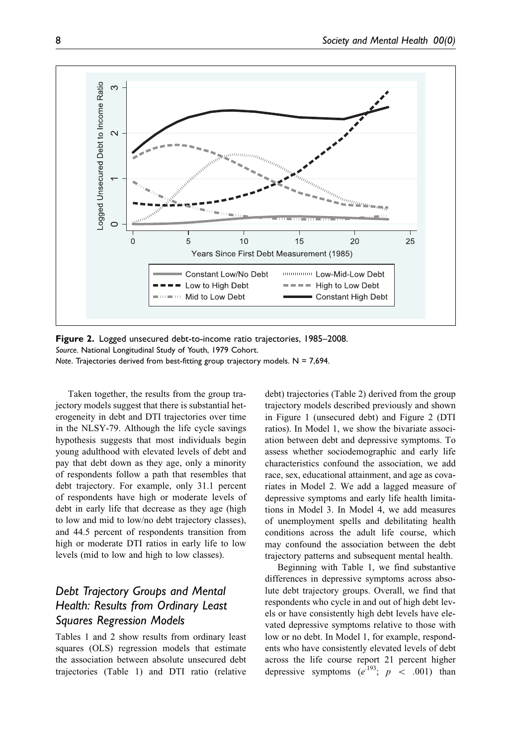**Figure 2.** Logged unsecured debt-to-income ratio trajectories, 1985–2008.
*Source.* National Longitudinal Study of Youth, 1979 Cohort.
*Note.* Trajectories derived from best-fitting group trajectory models. N = 7,694.

Taken together, the results from the group trajectory models suggest that there is substantial heterogeneity in debt and DTI trajectories over time in the NLSY-79. Although the life cycle savings hypothesis suggests that most individuals begin young adulthood with elevated levels of debt and pay that debt down as they age, only a minority of respondents follow a path that resembles that debt trajectory. For example, only 31.1 percent of respondents have high or moderate levels of debt in early life that decrease as they age (high to low and mid to low/no debt trajectory classes), and 44.5 percent of respondents transition from high or moderate DTI ratios in early life to low levels (mid to low and high to low classes).

## Debt Trajectory Groups and Mental Health: Results from Ordinary Least Squares Regression Models

Tables 1 and 2 show results from ordinary least squares (OLS) regression models that estimate the association between absolute unsecured debt trajectories (Table 1) and DTI ratio (relative debt) trajectories (Table 2) derived from the group trajectory models described previously and shown in Figure 1 (unsecured debt) and Figure 2 (DTI ratios). In Model 1, we show the bivariate association between debt and depressive symptoms. To assess whether sociodemographic and early life characteristics confound the association, we add race, sex, educational attainment, and age as covariates in Model 2. We add a lagged measure of depressive symptoms and early life health limitations in Model 3. In Model 4, we add measures of unemployment spells and debilitating health conditions across the adult life course, which may confound the association between the debt trajectory patterns and subsequent mental health.

Beginning with Table 1, we find substantive differences in depressive symptoms across absolute debt trajectory groups. Overall, we find that respondents who cycle in and out of high debt levels or have consistently high debt levels have elevated depressive symptoms relative to those with low or no debt. In Model 1, for example, respondents who have consistently elevated levels of debt across the life course report 21 percent higher depressive symptoms ($e^{.193}$; $p < .001$) than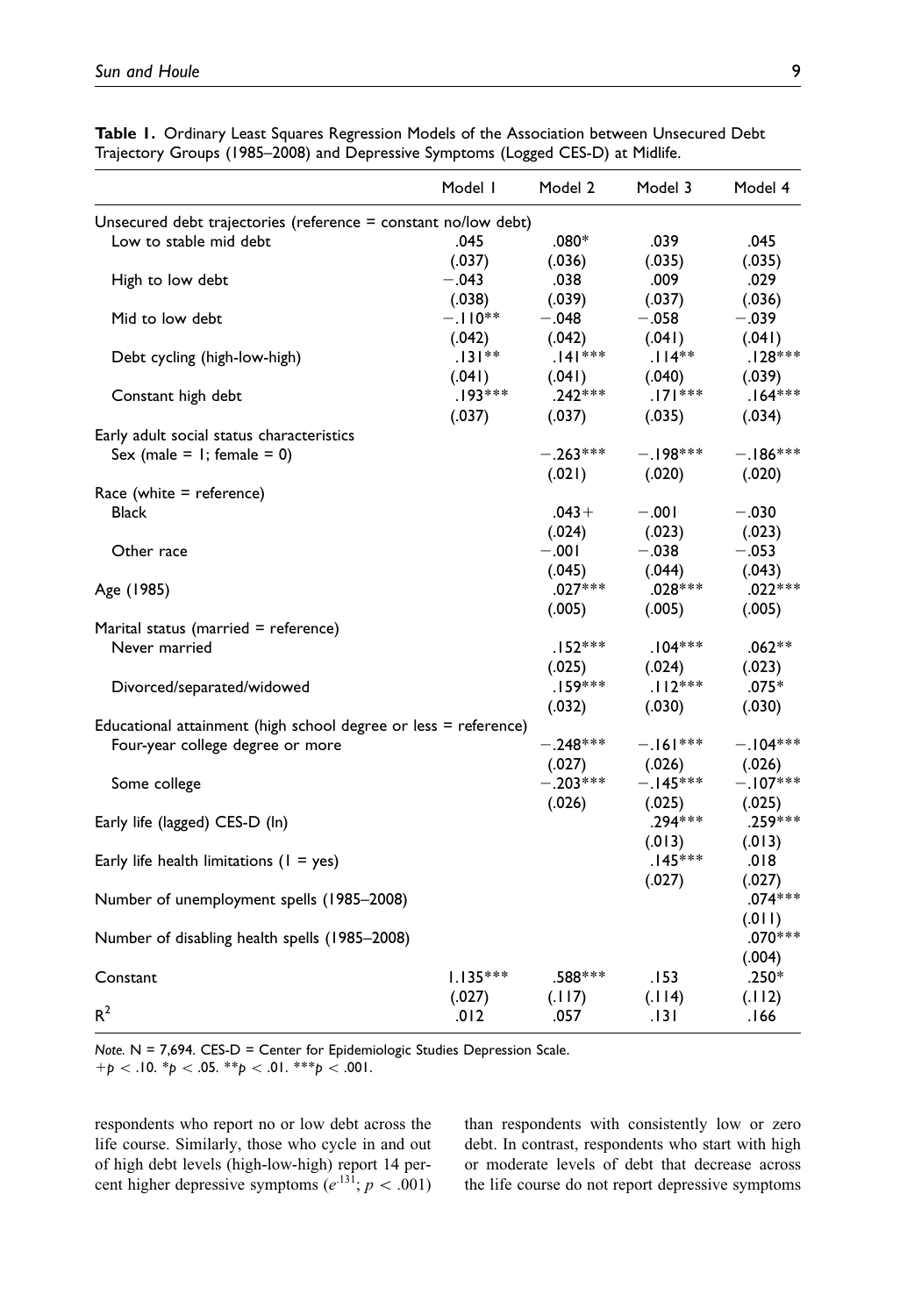**Table 1.** Ordinary Least Squares Regression Models of the Association between Unsecured Debt Trajectory Groups (1985–2008) and Depressive Symptoms (Logged CES-D) at Midlife.

| | Model 1 | Model 2 | Model 3 | Model 4 |
|---|---|---|---|---|
| Unsecured debt trajectories (reference = constant no/low debt) | | | | |
| Low to stable mid debt | .045 | .080* | .039 | .045 |
| | (.037) | (.036) | (.035) | (.035) |
| High to low debt | −.043 | .038 | .009 | .029 |
| | (.038) | (.039) | (.037) | (.036) |
| Mid to low debt | −.110** | −.048 | −.058 | −.039 |
| | (.042) | (.042) | (.041) | (.041) |
| Debt cycling (high-low-high) | .131** | .141*** | .114** | .128*** |
| | (.041) | (.041) | (.040) | (.039) |
| Constant high debt | .193*** | .242*** | .171*** | .164*** |
| | (.037) | (.037) | (.035) | (.034) |
| Early adult social status characteristics | | | | |
| Sex (male = 1; female = 0) | | −.263*** | −.198*** | −.186*** |
| | | (.021) | (.020) | (.020) |
| Race (white = reference) | | | | |
| Black | | .043+ | −.001 | −.030 |
| | | (.024) | (.023) | (.023) |
| Other race | | −.001 | −.038 | −.053 |
| | | (.045) | (.044) | (.043) |
| Age (1985) | | .027*** | .028*** | .022*** |
| | | (.005) | (.005) | (.005) |
| Marital status (married = reference) | | | | |
| Never married | | .152*** | .104*** | .062** |
| | | (.025) | (.024) | (.023) |
| Divorced/separated/widowed | | .159*** | .112*** | .075* |
| | | (.032) | (.030) | (.030) |
| Educational attainment (high school degree or less = reference) | | | | |
| Four-year college degree or more | | −.248*** | −.161*** | −.104*** |
| | | (.027) | (.026) | (.026) |
| Some college | | −.203*** | −.145*** | −.107*** |
| | | (.026) | (.025) | (.025) |
| Early life (lagged) CES-D (ln) | | | .294*** | .259*** |
| | | | (.013) | (.013) |
| Early life health limitations (1 = yes) | | | .145*** | .018 |
| | | | (.027) | (.027) |
| Number of unemployment spells (1985–2008) | | | | .074*** |
| | | | | (.011) |
| Number of disabling health spells (1985–2008) | | | | .070*** |
| | | | | (.004) |
| Constant | 1.135*** | .588*** | .153 | .250* |
| | (.027) | (.117) | (.114) | (.112) |
| $R^2$ | .012 | .057 | .131 | .166 |

*Note.* N = 7,694. CES-D = Center for Epidemiologic Studies Depression Scale.
$+p < .10$. $*p < .05$. $**p < .01$. $***p < .001$.

respondents who report no or low debt across the life course. Similarly, those who cycle in and out of high debt levels (high-low-high) report 14 percent higher depressive symptoms ($e^{.131}$; $p < .001$) than respondents with consistently low or zero debt. In contrast, respondents who start with high or moderate levels of debt that decrease across the life course do not report depressive symptoms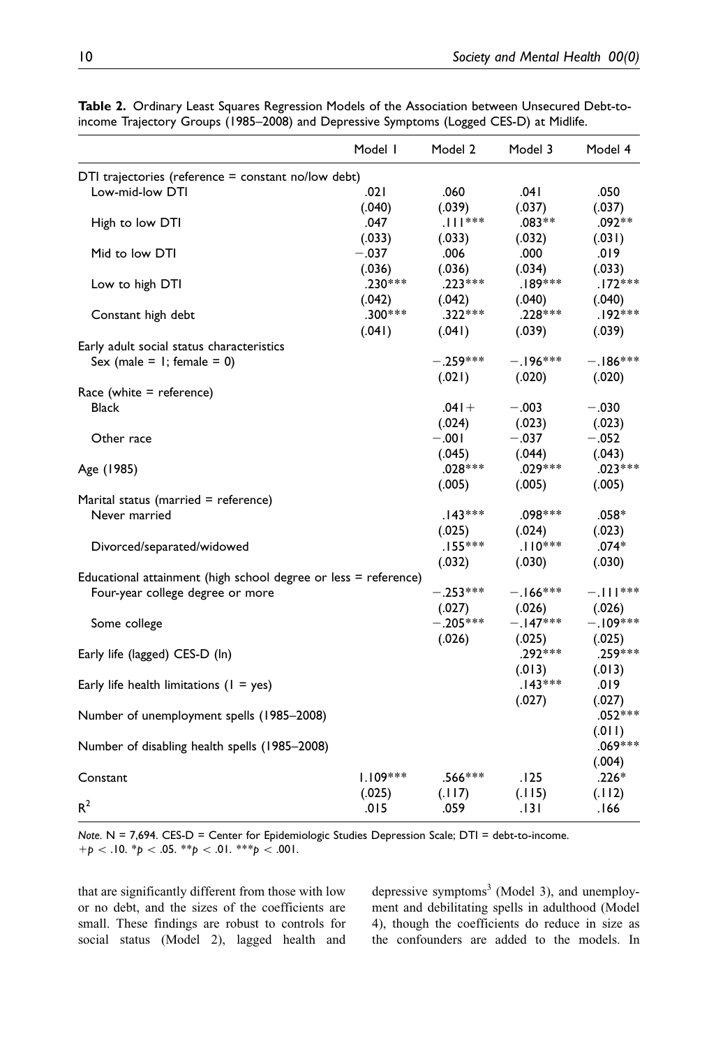**Table 2.** Ordinary Least Squares Regression Models of the Association between Unsecured Debt-to-income Trajectory Groups (1985–2008) and Depressive Symptoms (Logged CES-D) at Midlife.

| | Model 1 | Model 2 | Model 3 | Model 4 |
|---|---|---|---|---|
| DTI trajectories (reference = constant no/low debt) | | | | |
| Low-mid-low DTI | .021 | .060 | .041 | .050 |
| | (.040) | (.039) | (.037) | (.037) |
| High to low DTI | .047 | .111*** | .083** | .092** |
| | (.033) | (.033) | (.032) | (.031) |
| Mid to low DTI | −.037 | .006 | .000 | .019 |
| | (.036) | (.036) | (.034) | (.033) |
| Low to high DTI | .230*** | .223*** | .189*** | .172*** |
| | (.042) | (.042) | (.040) | (.040) |
| Constant high debt | .300*** | .322*** | .228*** | .192*** |
| | (.041) | (.041) | (.039) | (.039) |
| Early adult social status characteristics | | | | |
| Sex (male = 1; female = 0) | | −.259*** | −.196*** | −.186*** |
| | | (.021) | (.020) | (.020) |
| Race (white = reference) | | | | |
| Black | | .041+ | −.003 | −.030 |
| | | (.024) | (.023) | (.023) |
| Other race | | −.001 | −.037 | −.052 |
| | | (.045) | (.044) | (.043) |
| Age (1985) | | .028*** | .029*** | .023*** |
| | | (.005) | (.005) | (.005) |
| Marital status (married = reference) | | | | |
| Never married | | .143*** | .098*** | .058* |
| | | (.025) | (.024) | (.023) |
| Divorced/separated/widowed | | .155*** | .110*** | .074* |
| | | (.032) | (.030) | (.030) |
| Educational attainment (high school degree or less = reference) | | | | |
| Four-year college degree or more | | −.253*** | −.166*** | −.111*** |
| | | (.027) | (.026) | (.026) |
| Some college | | −.205*** | −.147*** | −.109*** |
| | | (.026) | (.025) | (.025) |
| Early life (lagged) CES-D (ln) | | | .292*** | .259*** |
| | | | (.013) | (.013) |
| Early life health limitations (1 = yes) | | | .143*** | .019 |
| | | | (.027) | (.027) |
| Number of unemployment spells (1985–2008) | | | | .052*** |
| | | | | (.011) |
| Number of disabling health spells (1985–2008) | | | | .069*** |
| | | | | (.004) |
| Constant | 1.109*** | .566*** | .125 | .226* |
| | (.025) | (.117) | (.115) | (.112) |
| $R^2$ | .015 | .059 | .131 | .166 |

*Note.* N = 7,694. CES-D = Center for Epidemiologic Studies Depression Scale; DTI = debt-to-income.
$+p < .10$. $*p < .05$. $**p < .01$. $***p < .001$.

that are significantly different from those with low or no debt, and the sizes of the coefficients are small. These findings are robust to controls for social status (Model 2), lagged health and depressive symptoms[3] (Model 3), and unemployment and debilitating spells in adulthood (Model 4), though the coefficients do reduce in size as the confounders are added to the models. In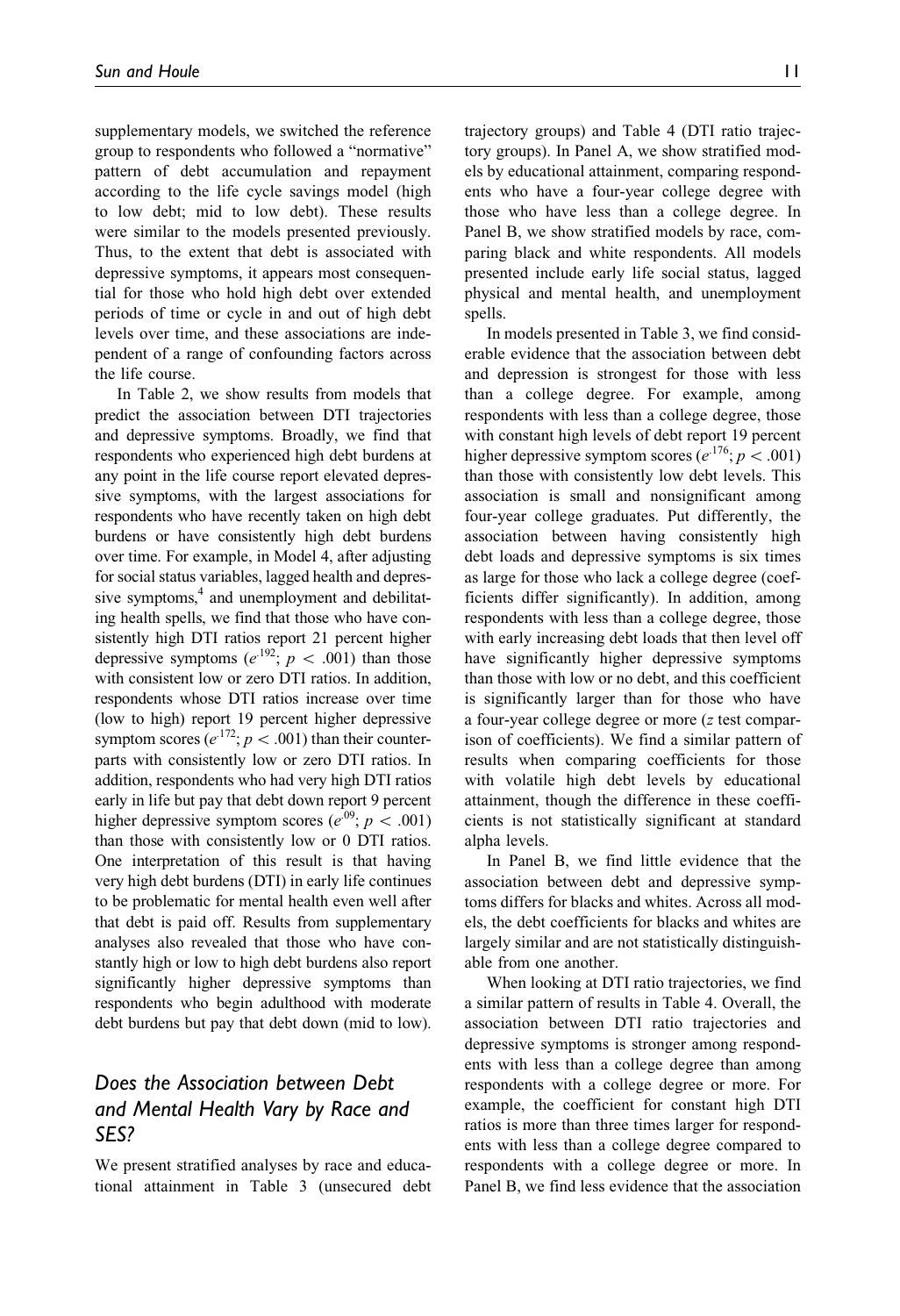supplementary models, we switched the reference group to respondents who followed a "normative" pattern of debt accumulation and repayment according to the life cycle savings model (high to low debt; mid to low debt). These results were similar to the models presented previously. Thus, to the extent that debt is associated with depressive symptoms, it appears most consequential for those who hold high debt over extended periods of time or cycle in and out of high debt levels over time, and these associations are independent of a range of confounding factors across the life course.

In Table 2, we show results from models that predict the association between DTI trajectories and depressive symptoms. Broadly, we find that respondents who experienced high debt burdens at any point in the life course report elevated depressive symptoms, with the largest associations for respondents who have recently taken on high debt burdens or have consistently high debt burdens over time. For example, in Model 4, after adjusting for social status variables, lagged health and depressive symptoms,[4] and unemployment and debilitating health spells, we find that those who have consistently high DTI ratios report 21 percent higher depressive symptoms ($e^{.192}$; $p < .001$) than those with consistent low or zero DTI ratios. In addition, respondents whose DTI ratios increase over time (low to high) report 19 percent higher depressive symptom scores ($e^{.172}$; $p < .001$) than their counterparts with consistently low or zero DTI ratios. In addition, respondents who had very high DTI ratios early in life but pay that debt down report 9 percent higher depressive symptom scores ($e^{.09}$; $p < .001$) than those with consistently low or 0 DTI ratios. One interpretation of this result is that having very high debt burdens (DTI) in early life continues to be problematic for mental health even well after that debt is paid off. Results from supplementary analyses also revealed that those who have constantly high or low to high debt burdens also report significantly higher depressive symptoms than respondents who begin adulthood with moderate debt burdens but pay that debt down (mid to low).

## Does the Association between Debt and Mental Health Vary by Race and SES?

We present stratified analyses by race and educational attainment in Table 3 (unsecured debt trajectory groups) and Table 4 (DTI ratio trajectory groups). In Panel A, we show stratified models by educational attainment, comparing respondents who have a four-year college degree with those who have less than a college degree. In Panel B, we show stratified models by race, comparing black and white respondents. All models presented include early life social status, lagged physical and mental health, and unemployment spells.

In models presented in Table 3, we find considerable evidence that the association between debt and depression is strongest for those with less than a college degree. For example, among respondents with less than a college degree, those with constant high levels of debt report 19 percent higher depressive symptom scores ($e^{.176}$; $p < .001$) than those with consistently low debt levels. This association is small and nonsignificant among four-year college graduates. Put differently, the association between having consistently high debt loads and depressive symptoms is six times as large for those who lack a college degree (coefficients differ significantly). In addition, among respondents with less than a college degree, those with early increasing debt loads that then level off have significantly higher depressive symptoms than those with low or no debt, and this coefficient is significantly larger than for those who have a four-year college degree or more ($z$ test comparison of coefficients). We find a similar pattern of results when comparing coefficients for those with volatile high debt levels by educational attainment, though the difference in these coefficients is not statistically significant at standard alpha levels.

In Panel B, we find little evidence that the association between debt and depressive symptoms differs for blacks and whites. Across all models, the debt coefficients for blacks and whites are largely similar and are not statistically distinguishable from one another.

When looking at DTI ratio trajectories, we find a similar pattern of results in Table 4. Overall, the association between DTI ratio trajectories and depressive symptoms is stronger among respondents with less than a college degree than among respondents with a college degree or more. For example, the coefficient for constant high DTI ratios is more than three times larger for respondents with less than a college degree compared to respondents with a college degree or more. In Panel B, we find less evidence that the association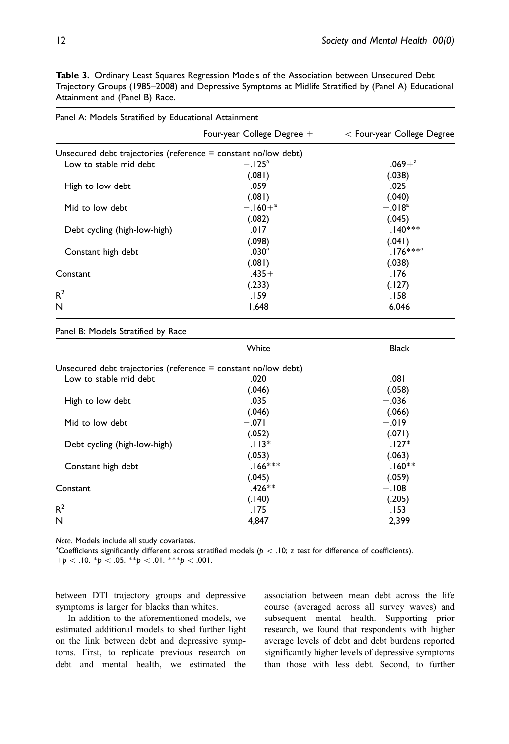**Table 3.** Ordinary Least Squares Regression Models of the Association between Unsecured Debt Trajectory Groups (1985–2008) and Depressive Symptoms at Midlife Stratified by (Panel A) Educational Attainment and (Panel B) Race.

Panel A: Models Stratified by Educational Attainment

| | Four-year College Degree + | < Four-year College Degree |
|---|---|---|
| Unsecured debt trajectories (reference = constant no/low debt) | | |
| Low to stable mid debt | −.125[a] | .069+[a] |
| | (.081) | (.038) |
| High to low debt | −.059 | .025 |
| | (.081) | (.040) |
| Mid to low debt | −.160+[a] | −.018[a] |
| | (.082) | (.045) |
| Debt cycling (high-low-high) | .017 | .140*** |
| | (.098) | (.041) |
| Constant high debt | .030[a] | .176***[a] |
| | (.081) | (.038) |
| Constant | .435+ | .176 |
| | (.233) | (.127) |
| $R^2$ | .159 | .158 |
| N | 1,648 | 6,046 |

Panel B: Models Stratified by Race

| | White | Black |
|---|---|---|
| Unsecured debt trajectories (reference = constant no/low debt) | | |
| Low to stable mid debt | .020 | .081 |
| | (.046) | (.058) |
| High to low debt | .035 | −.036 |
| | (.046) | (.066) |
| Mid to low debt | −.071 | −.019 |
| | (.052) | (.071) |
| Debt cycling (high-low-high) | .113* | .127* |
| | (.053) | (.063) |
| Constant high debt | .166*** | .160** |
| | (.045) | (.059) |
| Constant | .426** | −.108 |
| | (.140) | (.205) |
| $R^2$ | .175 | .153 |
| N | 4,847 | 2,399 |

*Note*. Models include all study covariates.
[a]Coefficients significantly different across stratified models ($p < .10$; $z$ test for difference of coefficients).
+$p < .10$. *$p < .05$. **$p < .01$. ***$p < .001$.

between DTI trajectory groups and depressive symptoms is larger for blacks than whites.

In addition to the aforementioned models, we estimated additional models to shed further light on the link between debt and depressive symptoms. First, to replicate previous research on debt and mental health, we estimated the association between mean debt across the life course (averaged across all survey waves) and subsequent mental health. Supporting prior research, we found that respondents with higher average levels of debt and debt burdens reported significantly higher levels of depressive symptoms than those with less debt. Second, to further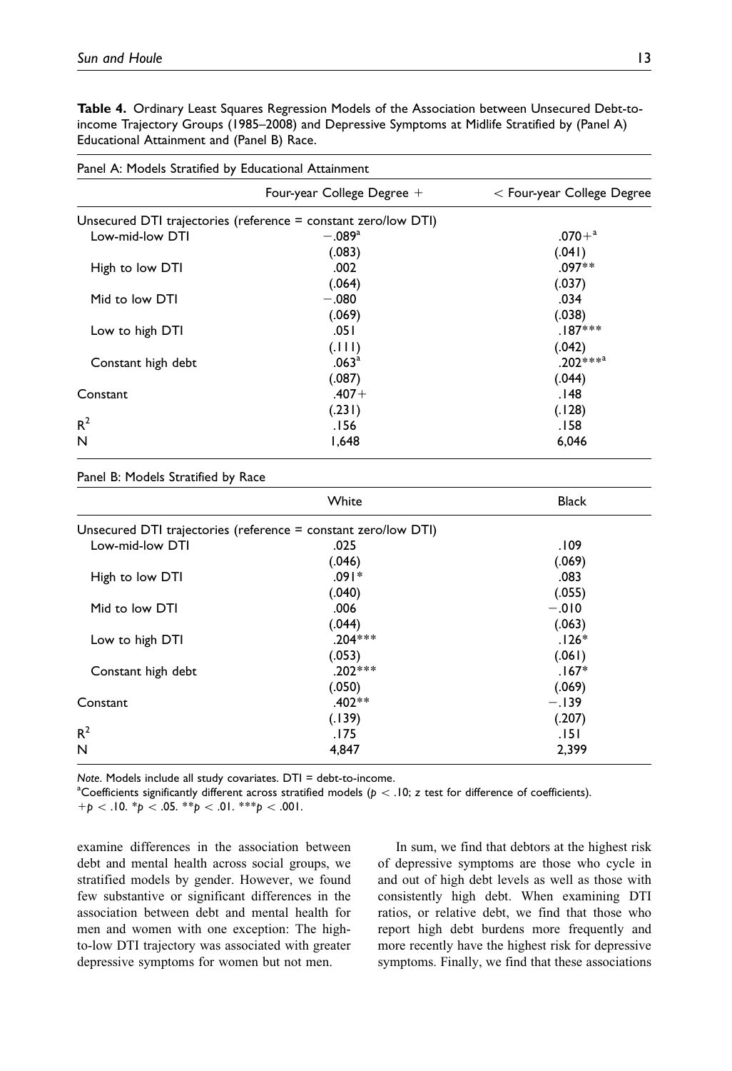**Table 4.** Ordinary Least Squares Regression Models of the Association between Unsecured Debt-to-income Trajectory Groups (1985–2008) and Depressive Symptoms at Midlife Stratified by (Panel A) Educational Attainment and (Panel B) Race.

Panel A: Models Stratified by Educational Attainment

| | Four-year College Degree + | < Four-year College Degree |
|---|---|---|
| Unsecured DTI trajectories (reference = constant zero/low DTI) | | |
| Low-mid-low DTI | −.089[a] | .070+[a] |
| | (.083) | (.041) |
| High to low DTI | .002 | .097** |
| | (.064) | (.037) |
| Mid to low DTI | −.080 | .034 |
| | (.069) | (.038) |
| Low to high DTI | .051 | .187*** |
| | (.111) | (.042) |
| Constant high debt | .063[a] | .202***[a] |
| | (.087) | (.044) |
| Constant | .407+ | .148 |
| | (.231) | (.128) |
| $R^2$ | .156 | .158 |
| N | 1,648 | 6,046 |

Panel B: Models Stratified by Race

| | White | Black |
|---|---|---|
| Unsecured DTI trajectories (reference = constant zero/low DTI) | | |
| Low-mid-low DTI | .025 | .109 |
| | (.046) | (.069) |
| High to low DTI | .091* | .083 |
| | (.040) | (.055) |
| Mid to low DTI | .006 | −.010 |
| | (.044) | (.063) |
| Low to high DTI | .204*** | .126* |
| | (.053) | (.061) |
| Constant high debt | .202*** | .167* |
| | (.050) | (.069) |
| Constant | .402** | −.139 |
| | (.139) | (.207) |
| $R^2$ | .175 | .151 |
| N | 4,847 | 2,399 |

*Note*. Models include all study covariates. DTI = debt-to-income.
[a]Coefficients significantly different across stratified models ($p < .10$; $z$ test for difference of coefficients).
$+p < .10$. $*p < .05$. $**p < .01$. $***p < .001$.

examine differences in the association between debt and mental health across social groups, we stratified models by gender. However, we found few substantive or significant differences in the association between debt and mental health for men and women with one exception: The high-to-low DTI trajectory was associated with greater depressive symptoms for women but not men.

In sum, we find that debtors at the highest risk of depressive symptoms are those who cycle in and out of high debt levels as well as those with consistently high debt. When examining DTI ratios, or relative debt, we find that those who report high debt burdens more frequently and more recently have the highest risk for depressive symptoms. Finally, we find that these associations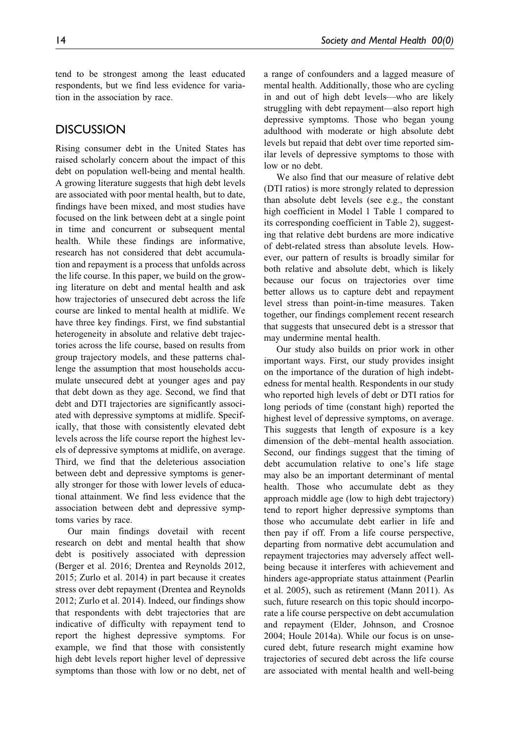tend to be strongest among the least educated respondents, but we find less evidence for variation in the association by race.

## DISCUSSION

Rising consumer debt in the United States has raised scholarly concern about the impact of this debt on population well-being and mental health. A growing literature suggests that high debt levels are associated with poor mental health, but to date, findings have been mixed, and most studies have focused on the link between debt at a single point in time and concurrent or subsequent mental health. While these findings are informative, research has not considered that debt accumulation and repayment is a process that unfolds across the life course. In this paper, we build on the growing literature on debt and mental health and ask how trajectories of unsecured debt across the life course are linked to mental health at midlife. We have three key findings. First, we find substantial heterogeneity in absolute and relative debt trajectories across the life course, based on results from group trajectory models, and these patterns challenge the assumption that most households accumulate unsecured debt at younger ages and pay that debt down as they age. Second, we find that debt and DTI trajectories are significantly associated with depressive symptoms at midlife. Specifically, that those with consistently elevated debt levels across the life course report the highest levels of depressive symptoms at midlife, on average. Third, we find that the deleterious association between debt and depressive symptoms is generally stronger for those with lower levels of educational attainment. We find less evidence that the association between debt and depressive symptoms varies by race.

Our main findings dovetail with recent research on debt and mental health that show debt is positively associated with depression (Berger et al. 2016; Drentea and Reynolds 2012, 2015; Zurlo et al. 2014) in part because it creates stress over debt repayment (Drentea and Reynolds 2012; Zurlo et al. 2014). Indeed, our findings show that respondents with debt trajectories that are indicative of difficulty with repayment tend to report the highest depressive symptoms. For example, we find that those with consistently high debt levels report higher level of depressive symptoms than those with low or no debt, net of a range of confounders and a lagged measure of mental health. Additionally, those who are cycling in and out of high debt levels—who are likely struggling with debt repayment—also report high depressive symptoms. Those who began young adulthood with moderate or high absolute debt levels but repaid that debt over time reported similar levels of depressive symptoms to those with low or no debt.

We also find that our measure of relative debt (DTI ratios) is more strongly related to depression than absolute debt levels (see e.g., the constant high coefficient in Model 1 Table 1 compared to its corresponding coefficient in Table 2), suggesting that relative debt burdens are more indicative of debt-related stress than absolute levels. However, our pattern of results is broadly similar for both relative and absolute debt, which is likely because our focus on trajectories over time better allows us to capture debt and repayment level stress than point-in-time measures. Taken together, our findings complement recent research that suggests that unsecured debt is a stressor that may undermine mental health.

Our study also builds on prior work in other important ways. First, our study provides insight on the importance of the duration of high indebtedness for mental health. Respondents in our study who reported high levels of debt or DTI ratios for long periods of time (constant high) reported the highest level of depressive symptoms, on average. This suggests that length of exposure is a key dimension of the debt–mental health association. Second, our findings suggest that the timing of debt accumulation relative to one's life stage may also be an important determinant of mental health. Those who accumulate debt as they approach middle age (low to high debt trajectory) tend to report higher depressive symptoms than those who accumulate debt earlier in life and then pay if off. From a life course perspective, departing from normative debt accumulation and repayment trajectories may adversely affect well-being because it interferes with achievement and hinders age-appropriate status attainment (Pearlin et al. 2005), such as retirement (Mann 2011). As such, future research on this topic should incorporate a life course perspective on debt accumulation and repayment (Elder, Johnson, and Crosnoe 2004; Houle 2014a). While our focus is on unsecured debt, future research might examine how trajectories of secured debt across the life course are associated with mental health and well-being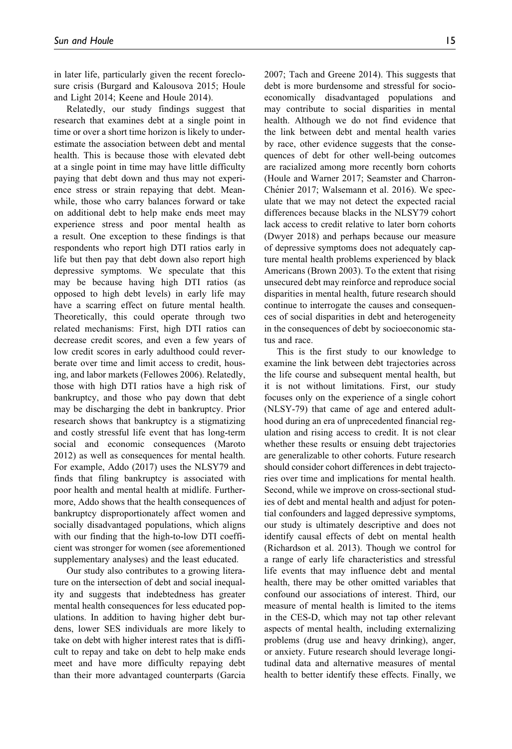in later life, particularly given the recent foreclosure crisis (Burgard and Kalousova 2015; Houle and Light 2014; Keene and Houle 2014).

Relatedly, our study findings suggest that research that examines debt at a single point in time or over a short time horizon is likely to underestimate the association between debt and mental health. This is because those with elevated debt at a single point in time may have little difficulty paying that debt down and thus may not experience stress or strain repaying that debt. Meanwhile, those who carry balances forward or take on additional debt to help make ends meet may experience stress and poor mental health as a result. One exception to these findings is that respondents who report high DTI ratios early in life but then pay that debt down also report high depressive symptoms. We speculate that this may be because having high DTI ratios (as opposed to high debt levels) in early life may have a scarring effect on future mental health. Theoretically, this could operate through two related mechanisms: First, high DTI ratios can decrease credit scores, and even a few years of low credit scores in early adulthood could reverberate over time and limit access to credit, housing, and labor markets (Fellowes 2006). Relatedly, those with high DTI ratios have a high risk of bankruptcy, and those who pay down that debt may be discharging the debt in bankruptcy. Prior research shows that bankruptcy is a stigmatizing and costly stressful life event that has long-term social and economic consequences (Maroto 2012) as well as consequences for mental health. For example, Addo (2017) uses the NLSY79 and finds that filing bankruptcy is associated with poor health and mental health at midlife. Furthermore, Addo shows that the health consequences of bankruptcy disproportionately affect women and socially disadvantaged populations, which aligns with our finding that the high-to-low DTI coefficient was stronger for women (see aforementioned supplementary analyses) and the least educated.

Our study also contributes to a growing literature on the intersection of debt and social inequality and suggests that indebtedness has greater mental health consequences for less educated populations. In addition to having higher debt burdens, lower SES individuals are more likely to take on debt with higher interest rates that is difficult to repay and take on debt to help make ends meet and have more difficulty repaying debt than their more advantaged counterparts (Garcia 2007; Tach and Greene 2014). This suggests that debt is more burdensome and stressful for socioeconomically disadvantaged populations and may contribute to social disparities in mental health. Although we do not find evidence that the link between debt and mental health varies by race, other evidence suggests that the consequences of debt for other well-being outcomes are racialized among more recently born cohorts (Houle and Warner 2017; Seamster and Charron-Chénier 2017; Walsemann et al. 2016). We speculate that we may not detect the expected racial differences because blacks in the NLSY79 cohort lack access to credit relative to later born cohorts (Dwyer 2018) and perhaps because our measure of depressive symptoms does not adequately capture mental health problems experienced by black Americans (Brown 2003). To the extent that rising unsecured debt may reinforce and reproduce social disparities in mental health, future research should continue to interrogate the causes and consequences of social disparities in debt and heterogeneity in the consequences of debt by socioeconomic status and race.

This is the first study to our knowledge to examine the link between debt trajectories across the life course and subsequent mental health, but it is not without limitations. First, our study focuses only on the experience of a single cohort (NLSY-79) that came of age and entered adulthood during an era of unprecedented financial regulation and rising access to credit. It is not clear whether these results or ensuing debt trajectories are generalizable to other cohorts. Future research should consider cohort differences in debt trajectories over time and implications for mental health. Second, while we improve on cross-sectional studies of debt and mental health and adjust for potential confounders and lagged depressive symptoms, our study is ultimately descriptive and does not identify causal effects of debt on mental health (Richardson et al. 2013). Though we control for a range of early life characteristics and stressful life events that may influence debt and mental health, there may be other omitted variables that confound our associations of interest. Third, our measure of mental health is limited to the items in the CES-D, which may not tap other relevant aspects of mental health, including externalizing problems (drug use and heavy drinking), anger, or anxiety. Future research should leverage longitudinal data and alternative measures of mental health to better identify these effects. Finally, we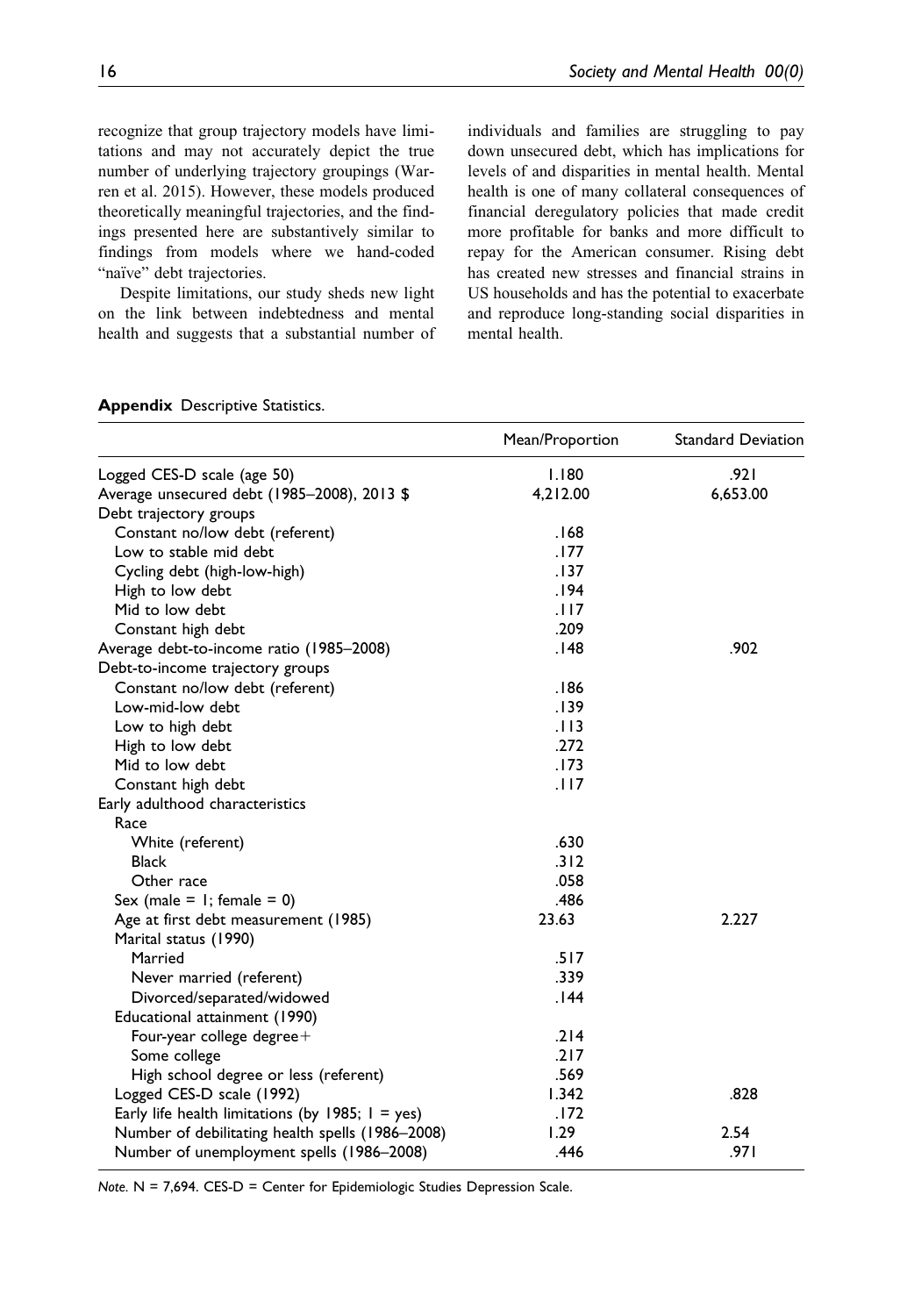recognize that group trajectory models have limitations and may not accurately depict the true number of underlying trajectory groupings (Warren et al. 2015). However, these models produced theoretically meaningful trajectories, and the findings presented here are substantively similar to findings from models where we hand-coded "naïve" debt trajectories.

Despite limitations, our study sheds new light on the link between indebtedness and mental health and suggests that a substantial number of individuals and families are struggling to pay down unsecured debt, which has implications for levels of and disparities in mental health. Mental health is one of many collateral consequences of financial deregulatory policies that made credit more profitable for banks and more difficult to repay for the American consumer. Rising debt has created new stresses and financial strains in US households and has the potential to exacerbate and reproduce long-standing social disparities in mental health.

**Appendix** Descriptive Statistics.

| | Mean/Proportion | Standard Deviation |
|---|---|---|
| Logged CES-D scale (age 50) | 1.180 | .921 |
| Average unsecured debt (1985–2008), 2013 $ | 4,212.00 | 6,653.00 |
| Debt trajectory groups | | |
| Constant no/low debt (referent) | .168 | |
| Low to stable mid debt | .177 | |
| Cycling debt (high-low-high) | .137 | |
| High to low debt | .194 | |
| Mid to low debt | .117 | |
| Constant high debt | .209 | |
| Average debt-to-income ratio (1985–2008) | .148 | .902 |
| Debt-to-income trajectory groups | | |
| Constant no/low debt (referent) | .186 | |
| Low-mid-low debt | .139 | |
| Low to high debt | .113 | |
| High to low debt | .272 | |
| Mid to low debt | .173 | |
| Constant high debt | .117 | |
| Early adulthood characteristics | | |
| Race | | |
| White (referent) | .630 | |
| Black | .312 | |
| Other race | .058 | |
| Sex (male = 1; female = 0) | .486 | |
| Age at first debt measurement (1985) | 23.63 | 2.227 |
| Marital status (1990) | | |
| Married | .517 | |
| Never married (referent) | .339 | |
| Divorced/separated/widowed | .144 | |
| Educational attainment (1990) | | |
| Four-year college degree+ | .214 | |
| Some college | .217 | |
| High school degree or less (referent) | .569 | |
| Logged CES-D scale (1992) | 1.342 | .828 |
| Early life health limitations (by 1985; 1 = yes) | .172 | |
| Number of debilitating health spells (1986–2008) | 1.29 | 2.54 |
| Number of unemployment spells (1986–2008) | .446 | .971 |

*Note.* N = 7,694. CES-D = Center for Epidemiologic Studies Depression Scale.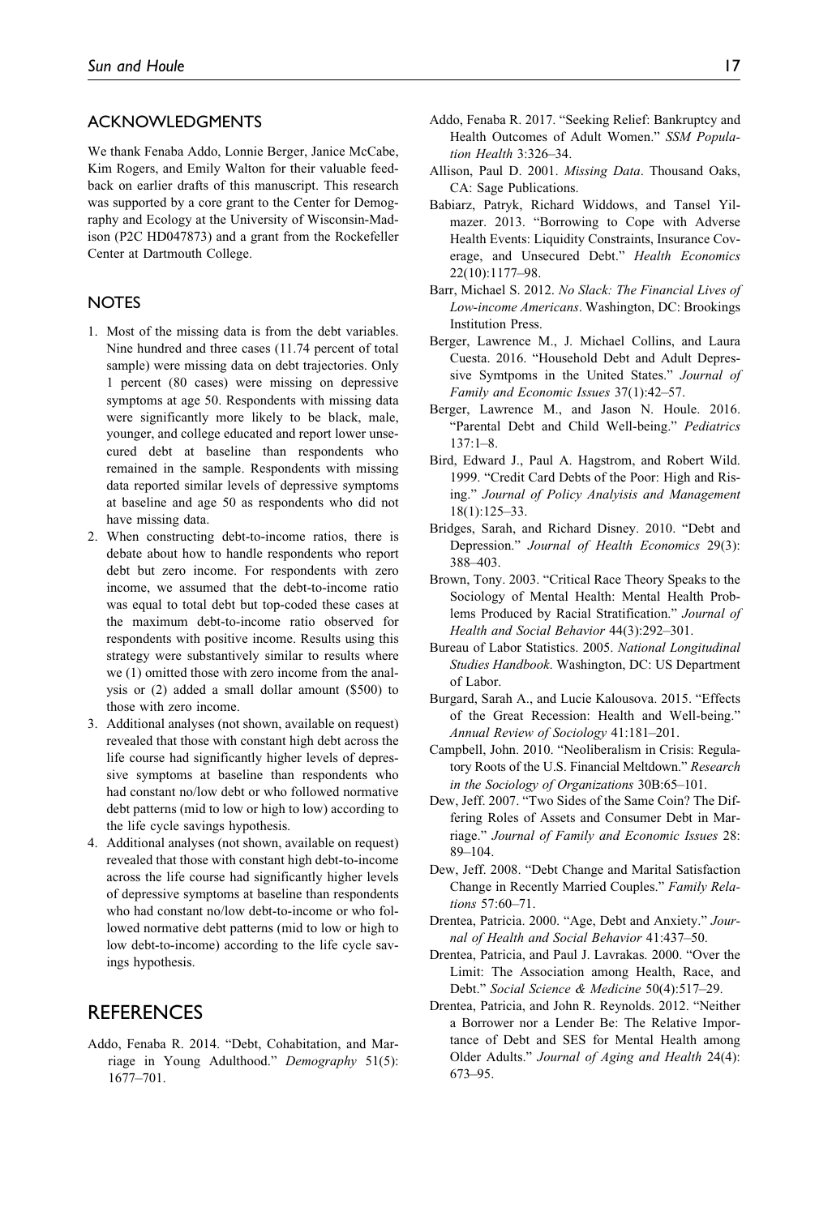## ACKNOWLEDGMENTS

We thank Fenaba Addo, Lonnie Berger, Janice McCabe, Kim Rogers, and Emily Walton for their valuable feedback on earlier drafts of this manuscript. This research was supported by a core grant to the Center for Demography and Ecology at the University of Wisconsin-Madison (P2C HD047873) and a grant from the Rockefeller Center at Dartmouth College.

## NOTES

1. Most of the missing data is from the debt variables. Nine hundred and three cases (11.74 percent of total sample) were missing data on debt trajectories. Only 1 percent (80 cases) were missing on depressive symptoms at age 50. Respondents with missing data were significantly more likely to be black, male, younger, and college educated and report lower unsecured debt at baseline than respondents who remained in the sample. Respondents with missing data reported similar levels of depressive symptoms at baseline and age 50 as respondents who did not have missing data.
2. When constructing debt-to-income ratios, there is debate about how to handle respondents who report debt but zero income. For respondents with zero income, we assumed that the debt-to-income ratio was equal to total debt but top-coded these cases at the maximum debt-to-income ratio observed for respondents with positive income. Results using this strategy were substantively similar to results where we (1) omitted those with zero income from the analysis or (2) added a small dollar amount ($500) to those with zero income.
3. Additional analyses (not shown, available on request) revealed that those with constant high debt across the life course had significantly higher levels of depressive symptoms at baseline than respondents who had constant no/low debt or who followed normative debt patterns (mid to low or high to low) according to the life cycle savings hypothesis.
4. Additional analyses (not shown, available on request) revealed that those with constant high debt-to-income across the life course had significantly higher levels of depressive symptoms at baseline than respondents who had constant no/low debt-to-income or who followed normative debt patterns (mid to low or high to low debt-to-income) according to the life cycle savings hypothesis.

## REFERENCES

Addo, Fenaba R. 2014. "Debt, Cohabitation, and Marriage in Young Adulthood." *Demography* 51(5): 1677–701.

Addo, Fenaba R. 2017. "Seeking Relief: Bankruptcy and Health Outcomes of Adult Women." *SSM Population Health* 3:326–34.

Allison, Paul D. 2001. *Missing Data*. Thousand Oaks, CA: Sage Publications.

Babiarz, Patryk, Richard Widdows, and Tansel Yilmazer. 2013. "Borrowing to Cope with Adverse Health Events: Liquidity Constraints, Insurance Coverage, and Unsecured Debt." *Health Economics* 22(10):1177–98.

Barr, Michael S. 2012. *No Slack: The Financial Lives of Low-income Americans*. Washington, DC: Brookings Institution Press.

Berger, Lawrence M., J. Michael Collins, and Laura Cuesta. 2016. "Household Debt and Adult Depressive Symtpoms in the United States." *Journal of Family and Economic Issues* 37(1):42–57.

Berger, Lawrence M., and Jason N. Houle. 2016. "Parental Debt and Child Well-being." *Pediatrics* 137:1–8.

Bird, Edward J., Paul A. Hagstrom, and Robert Wild. 1999. "Credit Card Debts of the Poor: High and Rising." *Journal of Policy Analyisis and Management* 18(1):125–33.

Bridges, Sarah, and Richard Disney. 2010. "Debt and Depression." *Journal of Health Economics* 29(3): 388–403.

Brown, Tony. 2003. "Critical Race Theory Speaks to the Sociology of Mental Health: Mental Health Problems Produced by Racial Stratification." *Journal of Health and Social Behavior* 44(3):292–301.

Bureau of Labor Statistics. 2005. *National Longitudinal Studies Handbook*. Washington, DC: US Department of Labor.

Burgard, Sarah A., and Lucie Kalousova. 2015. "Effects of the Great Recession: Health and Well-being." *Annual Review of Sociology* 41:181–201.

Campbell, John. 2010. "Neoliberalism in Crisis: Regulatory Roots of the U.S. Financial Meltdown." *Research in the Sociology of Organizations* 30B:65–101.

Dew, Jeff. 2007. "Two Sides of the Same Coin? The Differing Roles of Assets and Consumer Debt in Marriage." *Journal of Family and Economic Issues* 28: 89–104.

Dew, Jeff. 2008. "Debt Change and Marital Satisfaction Change in Recently Married Couples." *Family Relations* 57:60–71.

Drentea, Patricia. 2000. "Age, Debt and Anxiety." *Journal of Health and Social Behavior* 41:437–50.

Drentea, Patricia, and Paul J. Lavrakas. 2000. "Over the Limit: The Association among Health, Race, and Debt." *Social Science & Medicine* 50(4):517–29.

Drentea, Patricia, and John R. Reynolds. 2012. "Neither a Borrower nor a Lender Be: The Relative Importance of Debt and SES for Mental Health among Older Adults." *Journal of Aging and Health* 24(4): 673–95.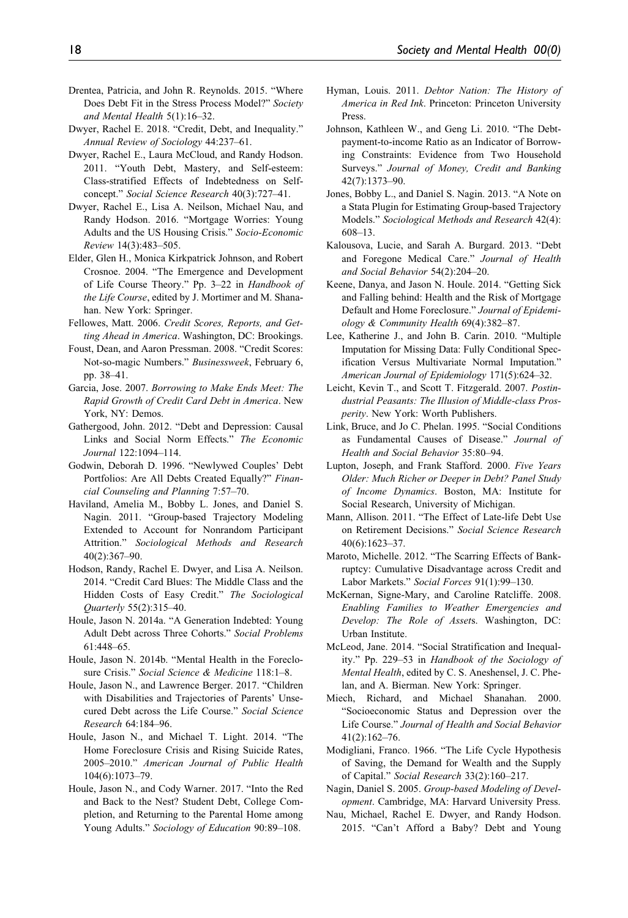Drentea, Patricia, and John R. Reynolds. 2015. "Where Does Debt Fit in the Stress Process Model?" *Society and Mental Health* 5(1):16–32.

Dwyer, Rachel E. 2018. "Credit, Debt, and Inequality." *Annual Review of Sociology* 44:237–61.

Dwyer, Rachel E., Laura McCloud, and Randy Hodson. 2011. "Youth Debt, Mastery, and Self-esteem: Class-stratified Effects of Indebtedness on Self-concept." *Social Science Research* 40(3):727–41.

Dwyer, Rachel E., Lisa A. Neilson, Michael Nau, and Randy Hodson. 2016. "Mortgage Worries: Young Adults and the US Housing Crisis." *Socio-Economic Review* 14(3):483–505.

Elder, Glen H., Monica Kirkpatrick Johnson, and Robert Crosnoe. 2004. "The Emergence and Development of Life Course Theory." Pp. 3–22 in *Handbook of the Life Course*, edited by J. Mortimer and M. Shanahan. New York: Springer.

Fellowes, Matt. 2006. *Credit Scores, Reports, and Getting Ahead in America*. Washington, DC: Brookings.

Foust, Dean, and Aaron Pressman. 2008. "Credit Scores: Not-so-magic Numbers." *Businessweek*, February 6, pp. 38–41.

Garcia, Jose. 2007. *Borrowing to Make Ends Meet: The Rapid Growth of Credit Card Debt in America*. New York, NY: Demos.

Gathergood, John. 2012. "Debt and Depression: Causal Links and Social Norm Effects." *The Economic Journal* 122:1094–114.

Godwin, Deborah D. 1996. "Newlywed Couples' Debt Portfolios: Are All Debts Created Equally?" *Financial Counseling and Planning* 7:57–70.

Haviland, Amelia M., Bobby L. Jones, and Daniel S. Nagin. 2011. "Group-based Trajectory Modeling Extended to Account for Nonrandom Participant Attrition." *Sociological Methods and Research* 40(2):367–90.

Hodson, Randy, Rachel E. Dwyer, and Lisa A. Neilson. 2014. "Credit Card Blues: The Middle Class and the Hidden Costs of Easy Credit." *The Sociological Quarterly* 55(2):315–40.

Houle, Jason N. 2014a. "A Generation Indebted: Young Adult Debt across Three Cohorts." *Social Problems* 61:448–65.

Houle, Jason N. 2014b. "Mental Health in the Foreclosure Crisis." *Social Science & Medicine* 118:1–8.

Houle, Jason N., and Lawrence Berger. 2017. "Children with Disabilities and Trajectories of Parents' Unsecured Debt across the Life Course." *Social Science Research* 64:184–96.

Houle, Jason N., and Michael T. Light. 2014. "The Home Foreclosure Crisis and Rising Suicide Rates, 2005–2010." *American Journal of Public Health* 104(6):1073–79.

Houle, Jason N., and Cody Warner. 2017. "Into the Red and Back to the Nest? Student Debt, College Completion, and Returning to the Parental Home among Young Adults." *Sociology of Education* 90:89–108.

Hyman, Louis. 2011. *Debtor Nation: The History of America in Red Ink*. Princeton: Princeton University Press.

Johnson, Kathleen W., and Geng Li. 2010. "The Debt-payment-to-income Ratio as an Indicator of Borrowing Constraints: Evidence from Two Household Surveys." *Journal of Money, Credit and Banking* 42(7):1373–90.

Jones, Bobby L., and Daniel S. Nagin. 2013. "A Note on a Stata Plugin for Estimating Group-based Trajectory Models." *Sociological Methods and Research* 42(4): 608–13.

Kalousova, Lucie, and Sarah A. Burgard. 2013. "Debt and Foregone Medical Care." *Journal of Health and Social Behavior* 54(2):204–20.

Keene, Danya, and Jason N. Houle. 2014. "Getting Sick and Falling behind: Health and the Risk of Mortgage Default and Home Foreclosure." *Journal of Epidemiology & Community Health* 69(4):382–87.

Lee, Katherine J., and John B. Carin. 2010. "Multiple Imputation for Missing Data: Fully Conditional Specification Versus Multivariate Normal Imputation." *American Journal of Epidemiology* 171(5):624–32.

Leicht, Kevin T., and Scott T. Fitzgerald. 2007. *Postindustrial Peasants: The Illusion of Middle-class Prosperity*. New York: Worth Publishers.

Link, Bruce, and Jo C. Phelan. 1995. "Social Conditions as Fundamental Causes of Disease." *Journal of Health and Social Behavior* 35:80–94.

Lupton, Joseph, and Frank Stafford. 2000. *Five Years Older: Much Richer or Deeper in Debt? Panel Study of Income Dynamics*. Boston, MA: Institute for Social Research, University of Michigan.

Mann, Allison. 2011. "The Effect of Late-life Debt Use on Retirement Decisions." *Social Science Research* 40(6):1623–37.

Maroto, Michelle. 2012. "The Scarring Effects of Bankruptcy: Cumulative Disadvantage across Credit and Labor Markets." *Social Forces* 91(1):99–130.

McKernan, Signe-Mary, and Caroline Ratcliffe. 2008. *Enabling Families to Weather Emergencies and Develop: The Role of Assets*. Washington, DC: Urban Institute.

McLeod, Jane. 2014. "Social Stratification and Inequality." Pp. 229–53 in *Handbook of the Sociology of Mental Health*, edited by C. S. Aneshensel, J. C. Phelan, and A. Bierman. New York: Springer.

Miech, Richard, and Michael Shanahan. 2000. "Socioeconomic Status and Depression over the Life Course." *Journal of Health and Social Behavior* 41(2):162–76.

Modigliani, Franco. 1966. "The Life Cycle Hypothesis of Saving, the Demand for Wealth and the Supply of Capital." *Social Research* 33(2):160–217.

Nagin, Daniel S. 2005. *Group-based Modeling of Development*. Cambridge, MA: Harvard University Press.

Nau, Michael, Rachel E. Dwyer, and Randy Hodson. 2015. "Can't Afford a Baby? Debt and Young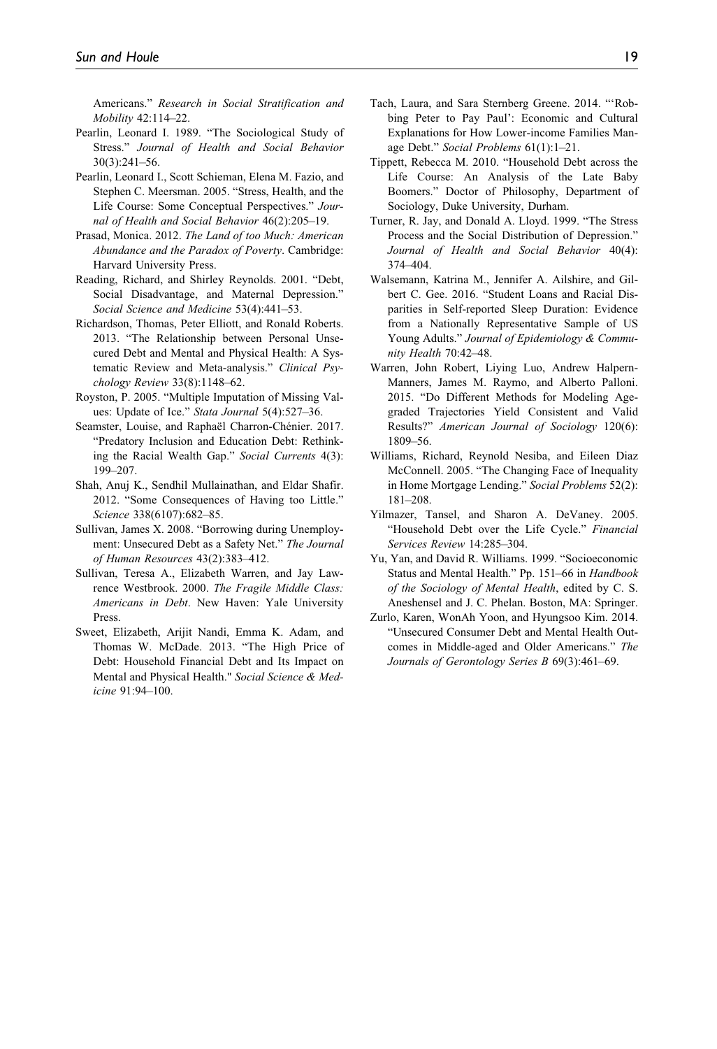Americans." *Research in Social Stratification and Mobility* 42:114–22.

Pearlin, Leonard I. 1989. "The Sociological Study of Stress." *Journal of Health and Social Behavior* 30(3):241–56.

Pearlin, Leonard I., Scott Schieman, Elena M. Fazio, and Stephen C. Meersman. 2005. "Stress, Health, and the Life Course: Some Conceptual Perspectives." *Journal of Health and Social Behavior* 46(2):205–19.

Prasad, Monica. 2012. *The Land of too Much: American Abundance and the Paradox of Poverty*. Cambridge: Harvard University Press.

Reading, Richard, and Shirley Reynolds. 2001. "Debt, Social Disadvantage, and Maternal Depression." *Social Science and Medicine* 53(4):441–53.

Richardson, Thomas, Peter Elliott, and Ronald Roberts. 2013. "The Relationship between Personal Unsecured Debt and Mental and Physical Health: A Systematic Review and Meta-analysis." *Clinical Psychology Review* 33(8):1148–62.

Royston, P. 2005. "Multiple Imputation of Missing Values: Update of Ice." *Stata Journal* 5(4):527–36.

Seamster, Louise, and Raphaël Charron-Chénier. 2017. "Predatory Inclusion and Education Debt: Rethinking the Racial Wealth Gap." *Social Currents* 4(3): 199–207.

Shah, Anuj K., Sendhil Mullainathan, and Eldar Shafir. 2012. "Some Consequences of Having too Little." *Science* 338(6107):682–85.

Sullivan, James X. 2008. "Borrowing during Unemployment: Unsecured Debt as a Safety Net." *The Journal of Human Resources* 43(2):383–412.

Sullivan, Teresa A., Elizabeth Warren, and Jay Lawrence Westbrook. 2000. *The Fragile Middle Class: Americans in Debt*. New Haven: Yale University Press.

Sweet, Elizabeth, Arijit Nandi, Emma K. Adam, and Thomas W. McDade. 2013. "The High Price of Debt: Household Financial Debt and Its Impact on Mental and Physical Health." *Social Science & Medicine* 91:94–100.

Tach, Laura, and Sara Sternberg Greene. 2014. "'Robbing Peter to Pay Paul': Economic and Cultural Explanations for How Lower-income Families Manage Debt." *Social Problems* 61(1):1–21.

Tippett, Rebecca M. 2010. "Household Debt across the Life Course: An Analysis of the Late Baby Boomers." Doctor of Philosophy, Department of Sociology, Duke University, Durham.

Turner, R. Jay, and Donald A. Lloyd. 1999. "The Stress Process and the Social Distribution of Depression." *Journal of Health and Social Behavior* 40(4): 374–404.

Walsemann, Katrina M., Jennifer A. Ailshire, and Gilbert C. Gee. 2016. "Student Loans and Racial Disparities in Self-reported Sleep Duration: Evidence from a Nationally Representative Sample of US Young Adults." *Journal of Epidemiology & Community Health* 70:42–48.

Warren, John Robert, Liying Luo, Andrew Halpern-Manners, James M. Raymo, and Alberto Palloni. 2015. "Do Different Methods for Modeling Age-graded Trajectories Yield Consistent and Valid Results?" *American Journal of Sociology* 120(6): 1809–56.

Williams, Richard, Reynold Nesiba, and Eileen Diaz McConnell. 2005. "The Changing Face of Inequality in Home Mortgage Lending." *Social Problems* 52(2): 181–208.

Yilmazer, Tansel, and Sharon A. DeVaney. 2005. "Household Debt over the Life Cycle." *Financial Services Review* 14:285–304.

Yu, Yan, and David R. Williams. 1999. "Socioeconomic Status and Mental Health." Pp. 151–66 in *Handbook of the Sociology of Mental Health*, edited by C. S. Aneshensel and J. C. Phelan. Boston, MA: Springer.

Zurlo, Karen, WonAh Yoon, and Hyungsoo Kim. 2014. "Unsecured Consumer Debt and Mental Health Outcomes in Middle-aged and Older Americans." *The Journals of Gerontology Series B* 69(3):461–69.